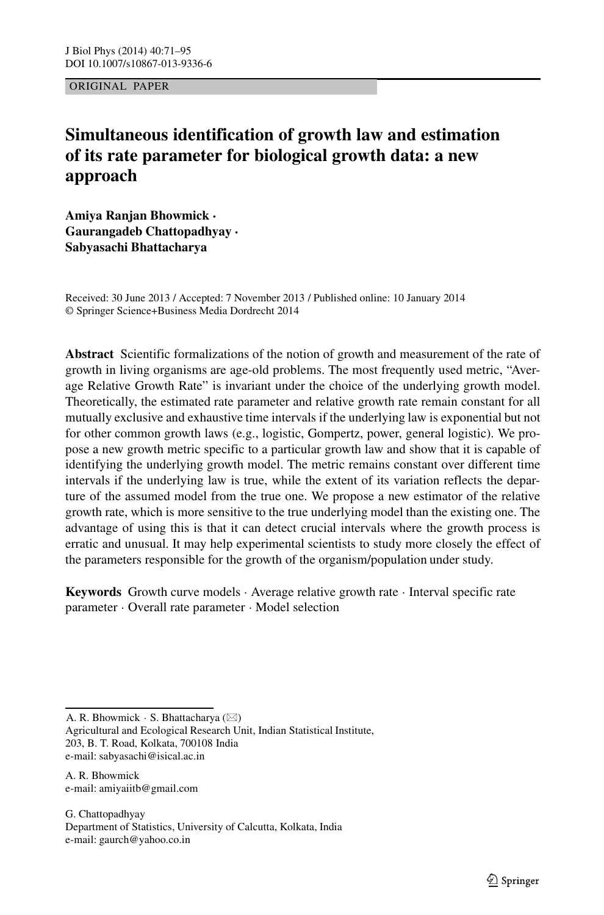ORIGINAL PAPER

# Simultaneous identification of growth law and estimation of its rate parameter for biological growth data: a new approach

**Amiya Ranjan Bhowmick · Gaurangadeb Chattopadhyay · Sabyasachi Bhattacharya**

Received: 30 June 2013 / Accepted: 7 November 2013 / Published online: 10 January 2014
© Springer Science+Business Media Dordrecht 2014

**Abstract** Scientific formalizations of the notion of growth and measurement of the rate of growth in living organisms are age-old problems. The most frequently used metric, "Average Relative Growth Rate" is invariant under the choice of the underlying growth model. Theoretically, the estimated rate parameter and relative growth rate remain constant for all mutually exclusive and exhaustive time intervals if the underlying law is exponential but not for other common growth laws (e.g., logistic, Gompertz, power, general logistic). We propose a new growth metric specific to a particular growth law and show that it is capable of identifying the underlying growth model. The metric remains constant over different time intervals if the underlying law is true, while the extent of its variation reflects the departure of the assumed model from the true one. We propose a new estimator of the relative growth rate, which is more sensitive to the true underlying model than the existing one. The advantage of using this is that it can detect crucial intervals where the growth process is erratic and unusual. It may help experimental scientists to study more closely the effect of the parameters responsible for the growth of the organism/population under study.

**Keywords** Growth curve models · Average relative growth rate · Interval specific rate parameter · Overall rate parameter · Model selection

A. R. Bhowmick · S. Bhattacharya (✉)
Agricultural and Ecological Research Unit, Indian Statistical Institute,
203, B. T. Road, Kolkata, 700108 India
e-mail: sabyasachi@isical.ac.in

A. R. Bhowmick
e-mail: amiyaiitb@gmail.com

G. Chattopadhyay
Department of Statistics, University of Calcutta, Kolkata, India
e-mail: gaurch@yahoo.co.in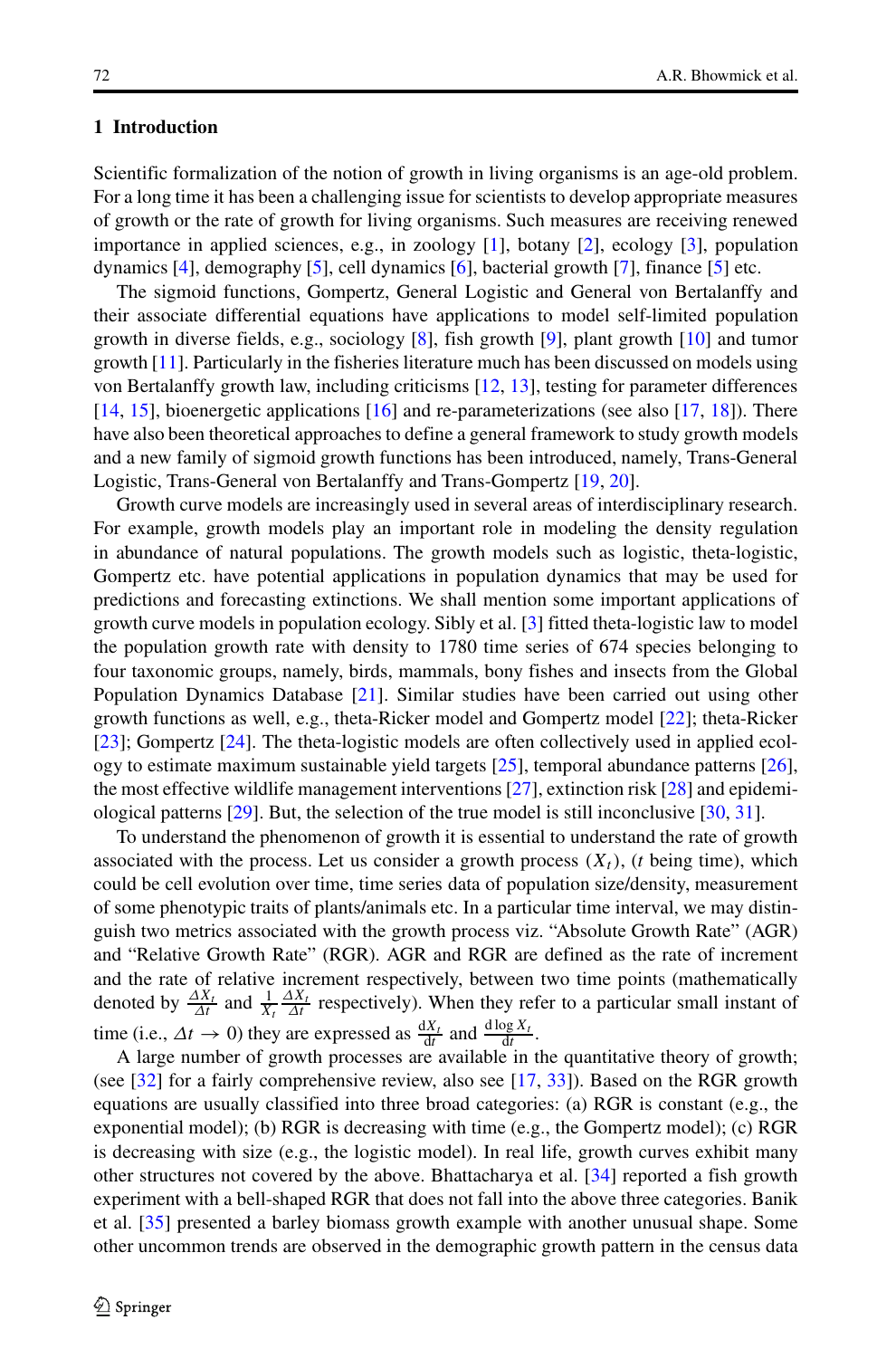## 1 Introduction

Scientific formalization of the notion of growth in living organisms is an age-old problem. For a long time it has been a challenging issue for scientists to develop appropriate measures of growth or the rate of growth for living organisms. Such measures are receiving renewed importance in applied sciences, e.g., in zoology [1], botany [2], ecology [3], population dynamics [4], demography [5], cell dynamics [6], bacterial growth [7], finance [5] etc.

The sigmoid functions, Gompertz, General Logistic and General von Bertalanffy and their associate differential equations have applications to model self-limited population growth in diverse fields, e.g., sociology [8], fish growth [9], plant growth [10] and tumor growth [11]. Particularly in the fisheries literature much has been discussed on models using von Bertalanffy growth law, including criticisms [12, 13], testing for parameter differences [14, 15], bioenergetic applications [16] and re-parameterizations (see also [17, 18]). There have also been theoretical approaches to define a general framework to study growth models and a new family of sigmoid growth functions has been introduced, namely, Trans-General Logistic, Trans-General von Bertalanffy and Trans-Gompertz [19, 20].

Growth curve models are increasingly used in several areas of interdisciplinary research. For example, growth models play an important role in modeling the density regulation in abundance of natural populations. The growth models such as logistic, theta-logistic, Gompertz etc. have potential applications in population dynamics that may be used for predictions and forecasting extinctions. We shall mention some important applications of growth curve models in population ecology. Sibly et al. [3] fitted theta-logistic law to model the population growth rate with density to 1780 time series of 674 species belonging to four taxonomic groups, namely, birds, mammals, bony fishes and insects from the Global Population Dynamics Database [21]. Similar studies have been carried out using other growth functions as well, e.g., theta-Ricker model and Gompertz model [22]; theta-Ricker [23]; Gompertz [24]. The theta-logistic models are often collectively used in applied ecology to estimate maximum sustainable yield targets [25], temporal abundance patterns [26], the most effective wildlife management interventions [27], extinction risk [28] and epidemiological patterns [29]. But, the selection of the true model is still inconclusive [30, 31].

To understand the phenomenon of growth it is essential to understand the rate of growth associated with the process. Let us consider a growth process $(X_t)$, ($t$ being time), which could be cell evolution over time, time series data of population size/density, measurement of some phenotypic traits of plants/animals etc. In a particular time interval, we may distinguish two metrics associated with the growth process viz. "Absolute Growth Rate" (AGR) and "Relative Growth Rate" (RGR). AGR and RGR are defined as the rate of increment and the rate of relative increment respectively, between two time points (mathematically denoted by $\frac{\Delta X_t}{\Delta t}$ and $\frac{1}{X_t}\frac{\Delta X_t}{\Delta t}$ respectively). When they refer to a particular small instant of time (i.e., $\Delta t \to 0$) they are expressed as $\frac{\mathrm{d}X_t}{\mathrm{d}t}$ and $\frac{\mathrm{d}\log X_t}{\mathrm{d}t}$.

A large number of growth processes are available in the quantitative theory of growth; (see [32] for a fairly comprehensive review, also see [17, 33]). Based on the RGR growth equations are usually classified into three broad categories: (a) RGR is constant (e.g., the exponential model); (b) RGR is decreasing with time (e.g., the Gompertz model); (c) RGR is decreasing with size (e.g., the logistic model). In real life, growth curves exhibit many other structures not covered by the above. Bhattacharya et al. [34] reported a fish growth experiment with a bell-shaped RGR that does not fall into the above three categories. Banik et al. [35] presented a barley biomass growth example with another unusual shape. Some other uncommon trends are observed in the demographic growth pattern in the census data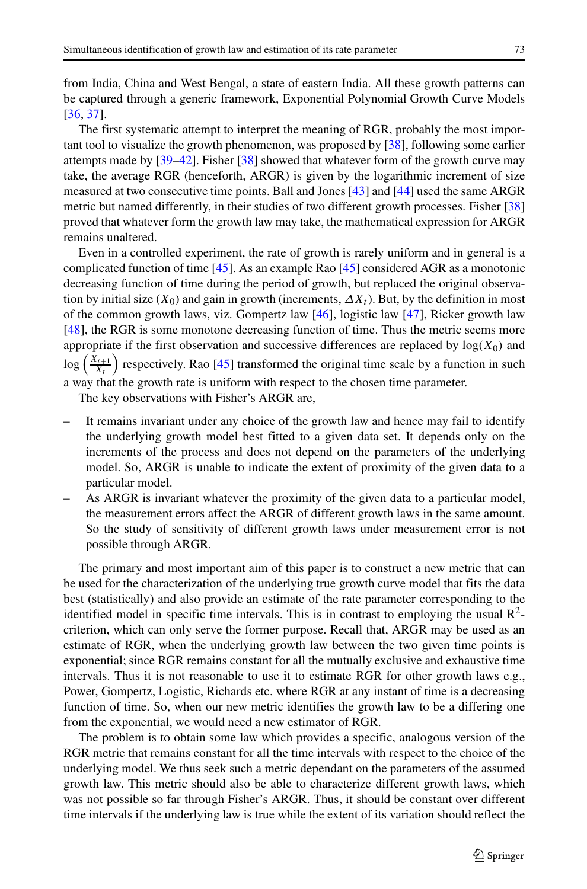from India, China and West Bengal, a state of eastern India. All these growth patterns can be captured through a generic framework, Exponential Polynomial Growth Curve Models [36, 37].

The first systematic attempt to interpret the meaning of RGR, probably the most important tool to visualize the growth phenomenon, was proposed by [38], following some earlier attempts made by [39–42]. Fisher [38] showed that whatever form of the growth curve may take, the average RGR (henceforth, ARGR) is given by the logarithmic increment of size measured at two consecutive time points. Ball and Jones [43] and [44] used the same ARGR metric but named differently, in their studies of two different growth processes. Fisher [38] proved that whatever form the growth law may take, the mathematical expression for ARGR remains unaltered.

Even in a controlled experiment, the rate of growth is rarely uniform and in general is a complicated function of time [45]. As an example Rao [45] considered AGR as a monotonic decreasing function of time during the period of growth, but replaced the original observation by initial size ($X_0$) and gain in growth (increments, $\Delta X_t$). But, by the definition in most of the common growth laws, viz. Gompertz law [46], logistic law [47], Ricker growth law [48], the RGR is some monotone decreasing function of time. Thus the metric seems more appropriate if the first observation and successive differences are replaced by $\log(X_0)$ and $\log\left(\frac{X_{t+1}}{X_t}\right)$ respectively. Rao [45] transformed the original time scale by a function in such a way that the growth rate is uniform with respect to the chosen time parameter.

The key observations with Fisher's ARGR are,

- It remains invariant under any choice of the growth law and hence may fail to identify the underlying growth model best fitted to a given data set. It depends only on the increments of the process and does not depend on the parameters of the underlying model. So, ARGR is unable to indicate the extent of proximity of the given data to a particular model.
- As ARGR is invariant whatever the proximity of the given data to a particular model, the measurement errors affect the ARGR of different growth laws in the same amount. So the study of sensitivity of different growth laws under measurement error is not possible through ARGR.

The primary and most important aim of this paper is to construct a new metric that can be used for the characterization of the underlying true growth curve model that fits the data best (statistically) and also provide an estimate of the rate parameter corresponding to the identified model in specific time intervals. This is in contrast to employing the usual $R^2$-criterion, which can only serve the former purpose. Recall that, ARGR may be used as an estimate of RGR, when the underlying growth law between the two given time points is exponential; since RGR remains constant for all the mutually exclusive and exhaustive time intervals. Thus it is not reasonable to use it to estimate RGR for other growth laws e.g., Power, Gompertz, Logistic, Richards etc. where RGR at any instant of time is a decreasing function of time. So, when our new metric identifies the growth law to be a differing one from the exponential, we would need a new estimator of RGR.

The problem is to obtain some law which provides a specific, analogous version of the RGR metric that remains constant for all the time intervals with respect to the choice of the underlying model. We thus seek such a metric dependant on the parameters of the assumed growth law. This metric should also be able to characterize different growth laws, which was not possible so far through Fisher's ARGR. Thus, it should be constant over different time intervals if the underlying law is true while the extent of its variation should reflect the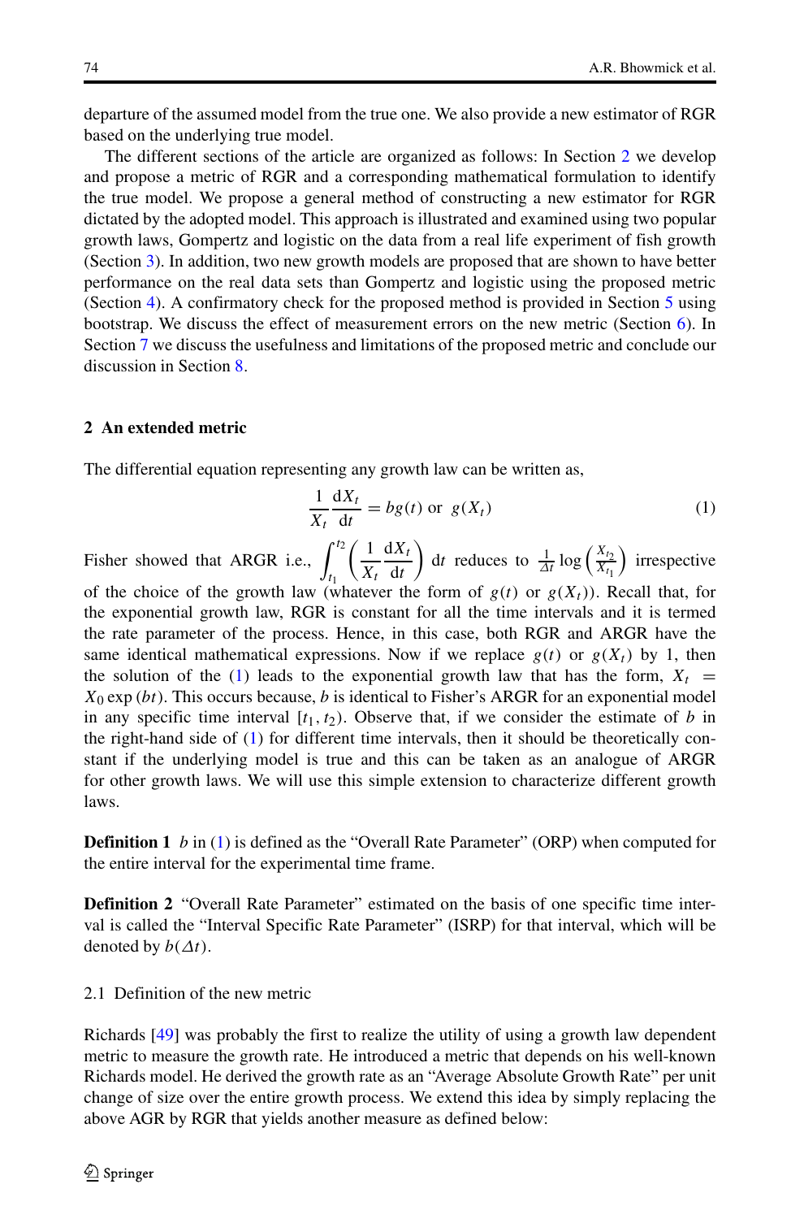departure of the assumed model from the true one. We also provide a new estimator of RGR based on the underlying true model.

The different sections of the article are organized as follows: In Section 2 we develop and propose a metric of RGR and a corresponding mathematical formulation to identify the true model. We propose a general method of constructing a new estimator for RGR dictated by the adopted model. This approach is illustrated and examined using two popular growth laws, Gompertz and logistic on the data from a real life experiment of fish growth (Section 3). In addition, two new growth models are proposed that are shown to have better performance on the real data sets than Gompertz and logistic using the proposed metric (Section 4). A confirmatory check for the proposed method is provided in Section 5 using bootstrap. We discuss the effect of measurement errors on the new metric (Section 6). In Section 7 we discuss the usefulness and limitations of the proposed metric and conclude our discussion in Section 8.

## 2 An extended metric

The differential equation representing any growth law can be written as,

$$\frac{1}{X_t}\frac{\mathrm{d}X_t}{\mathrm{d}t} = bg(t) \text{ or } g(X_t) \tag{1}$$

Fisher showed that ARGR i.e., $\int_{t_1}^{t_2}\left(\frac{1}{X_t}\frac{\mathrm{d}X_t}{\mathrm{d}t}\right)\mathrm{d}t$ reduces to $\frac{1}{\Delta t}\log\left(\frac{X_{t_2}}{X_{t_1}}\right)$ irrespective of the choice of the growth law (whatever the form of $g(t)$ or $g(X_t)$). Recall that, for the exponential growth law, RGR is constant for all the time intervals and it is termed the rate parameter of the process. Hence, in this case, both RGR and ARGR have the same identical mathematical expressions. Now if we replace $g(t)$ or $g(X_t)$ by 1, then the solution of the (1) leads to the exponential growth law that has the form, $X_t = X_0 \exp(bt)$. This occurs because, $b$ is identical to Fisher's ARGR for an exponential model in any specific time interval $[t_1, t_2)$. Observe that, if we consider the estimate of $b$ in the right-hand side of (1) for different time intervals, then it should be theoretically constant if the underlying model is true and this can be taken as an analogue of ARGR for other growth laws. We will use this simple extension to characterize different growth laws.

**Definition 1** $b$ in (1) is defined as the "Overall Rate Parameter" (ORP) when computed for the entire interval for the experimental time frame.

**Definition 2** "Overall Rate Parameter" estimated on the basis of one specific time interval is called the "Interval Specific Rate Parameter" (ISRP) for that interval, which will be denoted by $b(\Delta t)$.

### 2.1 Definition of the new metric

Richards [49] was probably the first to realize the utility of using a growth law dependent metric to measure the growth rate. He introduced a metric that depends on his well-known Richards model. He derived the growth rate as an "Average Absolute Growth Rate" per unit change of size over the entire growth process. We extend this idea by simply replacing the above AGR by RGR that yields another measure as defined below: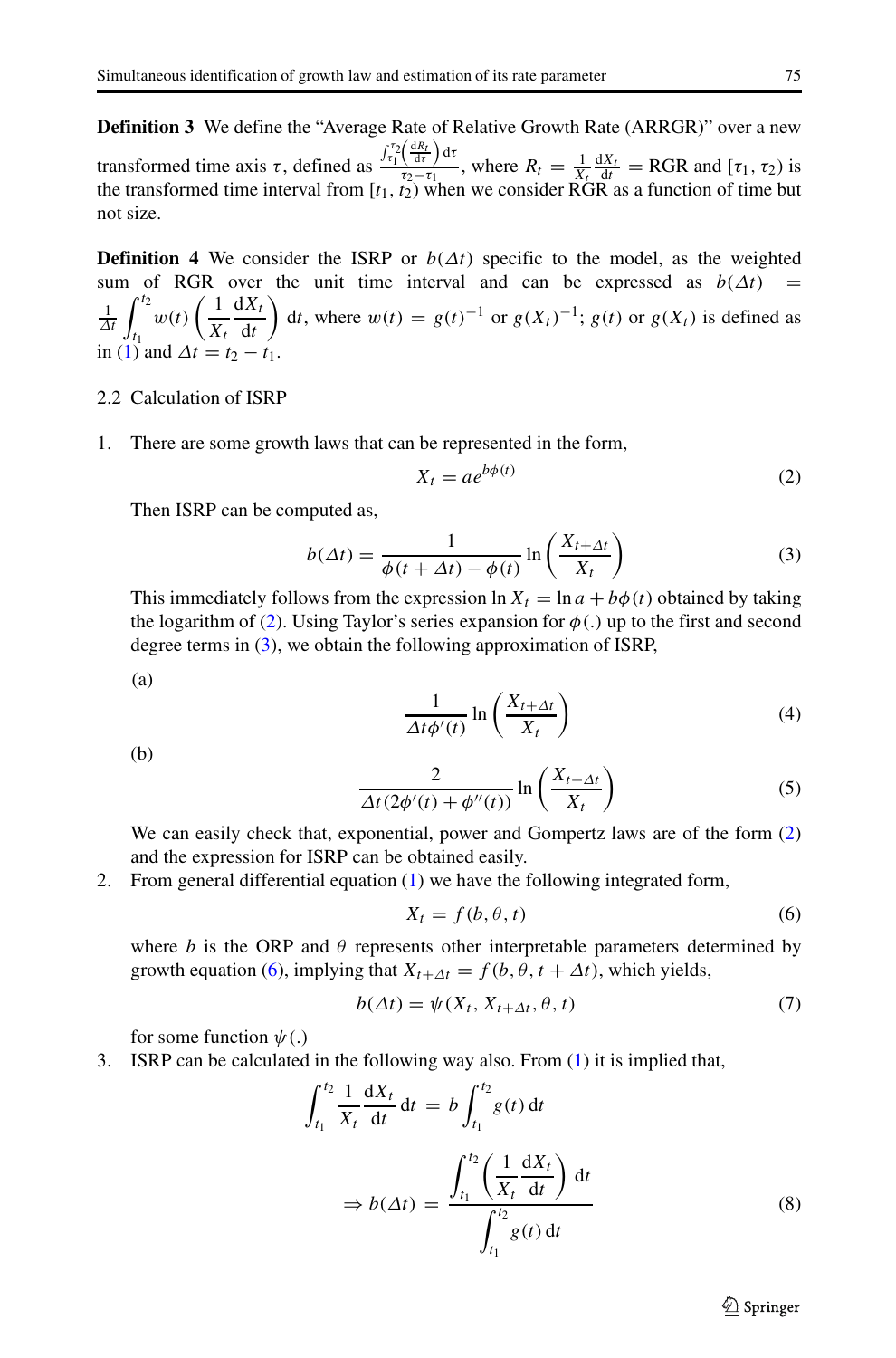**Definition 3** We define the "Average Rate of Relative Growth Rate (ARRGR)" over a new transformed time axis $\tau$, defined as $\frac{\int_{\tau_1}^{\tau_2}\left(\frac{\mathrm{d}R_t}{\mathrm{d}\tau}\right)\mathrm{d}\tau}{\tau_2-\tau_1}$, where $R_t = \frac{1}{X_t}\frac{\mathrm{d}X_t}{\mathrm{d}t}$ = RGR and $[\tau_1, \tau_2)$ is the transformed time interval from $[t_1, t_2)$ when we consider RGR as a function of time but not size.

**Definition 4** We consider the ISRP or $b(\Delta t)$ specific to the model, as the weighted sum of RGR over the unit time interval and can be expressed as $b(\Delta t) = \frac{1}{\Delta t}\int_{t_1}^{t_2} w(t)\left(\frac{1}{X_t}\frac{\mathrm{d}X_t}{\mathrm{d}t}\right)\mathrm{d}t$, where $w(t) = g(t)^{-1}$ or $g(X_t)^{-1}$; $g(t)$ or $g(X_t)$ is defined as in (1) and $\Delta t = t_2 - t_1$.

## 2.2 Calculation of ISRP

1. There are some growth laws that can be represented in the form,

$$X_t = ae^{b\phi(t)} \tag{2}$$

Then ISRP can be computed as,

$$b(\Delta t) = \frac{1}{\phi(t+\Delta t) - \phi(t)} \ln\left(\frac{X_{t+\Delta t}}{X_t}\right) \tag{3}$$

This immediately follows from the expression $\ln X_t = \ln a + b\phi(t)$ obtained by taking the logarithm of (2). Using Taylor's series expansion for $\phi(.)$ up to the first and second degree terms in (3), we obtain the following approximation of ISRP,

(a)

$$\frac{1}{\Delta t\phi'(t)} \ln\left(\frac{X_{t+\Delta t}}{X_t}\right) \tag{4}$$

(b)

$$\frac{2}{\Delta t(2\phi'(t) + \phi''(t))} \ln\left(\frac{X_{t+\Delta t}}{X_t}\right) \tag{5}$$

We can easily check that, exponential, power and Gompertz laws are of the form (2) and the expression for ISRP can be obtained easily.

2. From general differential equation (1) we have the following integrated form,

$$X_t = f(b, \theta, t) \tag{6}$$

where $b$ is the ORP and $\theta$ represents other interpretable parameters determined by growth equation (6), implying that $X_{t+\Delta t} = f(b, \theta, t + \Delta t)$, which yields,

$$b(\Delta t) = \psi(X_t, X_{t+\Delta t}, \theta, t) \tag{7}$$

for some function $\psi(.)$

3. ISRP can be calculated in the following way also. From (1) it is implied that,

$$\int_{t_1}^{t_2} \frac{1}{X_t}\frac{\mathrm{d}X_t}{\mathrm{d}t}\,\mathrm{d}t = b\int_{t_1}^{t_2} g(t)\,\mathrm{d}t$$

$$\Rightarrow b(\Delta t) = \frac{\int_{t_1}^{t_2}\left(\frac{1}{X_t}\frac{\mathrm{d}X_t}{\mathrm{d}t}\right)\mathrm{d}t}{\int_{t_1}^{t_2} g(t)\,\mathrm{d}t} \tag{8}$$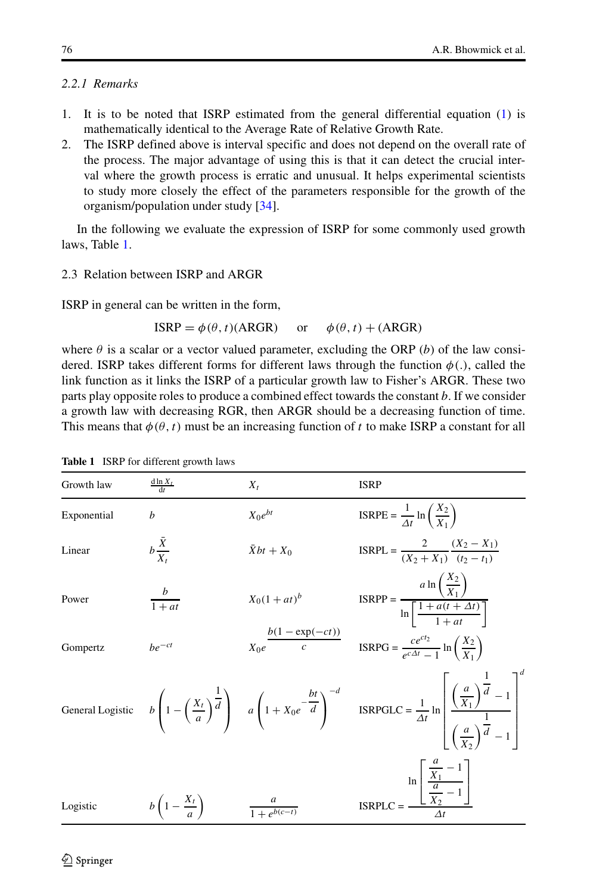#### 2.2.1 Remarks

1. It is to be noted that ISRP estimated from the general differential equation (1) is mathematically identical to the Average Rate of Relative Growth Rate.
2. The ISRP defined above is interval specific and does not depend on the overall rate of the process. The major advantage of using this is that it can detect the crucial interval where the growth process is erratic and unusual. It helps experimental scientists to study more closely the effect of the parameters responsible for the growth of the organism/population under study [34].

In the following we evaluate the expression of ISRP for some commonly used growth laws, Table 1.

### 2.3 Relation between ISRP and ARGR

ISRP in general can be written in the form,

$$\text{ISRP} = \phi(\theta, t)(\text{ARGR}) \quad \text{or} \quad \phi(\theta, t) + (\text{ARGR})$$

where $\theta$ is a scalar or a vector valued parameter, excluding the ORP ($b$) of the law considered. ISRP takes different forms for different laws through the function $\phi(.)$, called the link function as it links the ISRP of a particular growth law to Fisher's ARGR. These two parts play opposite roles to produce a combined effect towards the constant $b$. If we consider a growth law with decreasing RGR, then ARGR should be a decreasing function of time. This means that $\phi(\theta, t)$ must be an increasing function of $t$ to make ISRP a constant for all

**Table 1** ISRP for different growth laws

| Growth law | $\frac{d \ln X_t}{dt}$ | $X_t$ | ISRP |
|---|---|---|---|
| Exponential | $b$ | $X_0 e^{bt}$ | ISRPE = $\frac{1}{\Delta t} \ln\left(\frac{X_2}{X_1}\right)$ |
| Linear | $b\frac{\bar{X}}{X_t}$ | $\bar{X}bt + X_0$ | ISRPL = $\frac{2}{(X_2 + X_1)} \frac{(X_2 - X_1)}{(t_2 - t_1)}$ |
| Power | $\frac{b}{1 + at}$ | $X_0(1 + at)^b$ | ISRPP = $\frac{a \ln\left(\frac{X_2}{X_1}\right)}{\ln\left[\frac{1 + a(t + \Delta t)}{1 + at}\right]}$ |
| Gompertz | $be^{-ct}$ | $X_0 e^{\frac{b(1 - \exp(-ct))}{c}}$ | ISRPG = $\frac{ce^{ct_2}}{e^{c\Delta t} - 1} \ln\left(\frac{X_2}{X_1}\right)$ |
| General Logistic | $b\left(1 - \left(\frac{X_t}{a}\right)^{\frac{1}{d}}\right)$ | $a\left(1 + X_0 e^{-\frac{bt}{d}}\right)^{-d}$ | ISRPGLC = $\frac{1}{\Delta t} \ln\left[\frac{\left(\frac{a}{X_1}\right)^{\frac{1}{d}} - 1}{\left(\frac{a}{X_2}\right)^{\frac{1}{d}} - 1}\right]^d$ |
| Logistic | $b\left(1 - \frac{X_t}{a}\right)$ | $\frac{a}{1 + e^{b(c-t)}}$ | ISRPLC = $\frac{\ln\left[\frac{\frac{a}{X_1} - 1}{\frac{a}{X_2} - 1}\right]}{\Delta t}$ |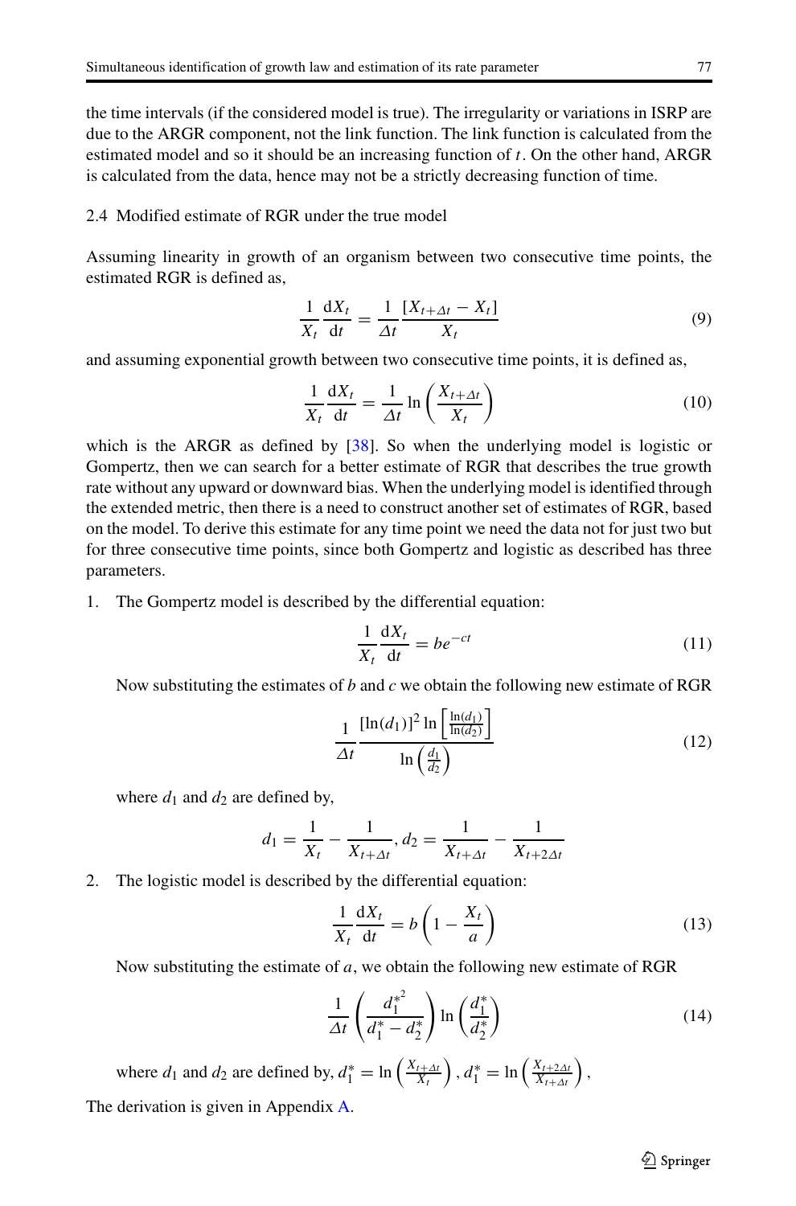the time intervals (if the considered model is true). The irregularity or variations in ISRP are due to the ARGR component, not the link function. The link function is calculated from the estimated model and so it should be an increasing function of $t$. On the other hand, ARGR is calculated from the data, hence may not be a strictly decreasing function of time.

## 2.4 Modified estimate of RGR under the true model

Assuming linearity in growth of an organism between two consecutive time points, the estimated RGR is defined as,

$$\frac{1}{X_t}\frac{\mathrm{d}X_t}{\mathrm{d}t} = \frac{1}{\Delta t}\frac{[X_{t+\Delta t} - X_t]}{X_t} \tag{9}$$

and assuming exponential growth between two consecutive time points, it is defined as,

$$\frac{1}{X_t}\frac{\mathrm{d}X_t}{\mathrm{d}t} = \frac{1}{\Delta t}\ln\left(\frac{X_{t+\Delta t}}{X_t}\right) \tag{10}$$

which is the ARGR as defined by [38]. So when the underlying model is logistic or Gompertz, then we can search for a better estimate of RGR that describes the true growth rate without any upward or downward bias. When the underlying model is identified through the extended metric, then there is a need to construct another set of estimates of RGR, based on the model. To derive this estimate for any time point we need the data not for just two but for three consecutive time points, since both Gompertz and logistic as described has three parameters.

1. The Gompertz model is described by the differential equation:

$$\frac{1}{X_t}\frac{\mathrm{d}X_t}{\mathrm{d}t} = be^{-ct} \tag{11}$$

   Now substituting the estimates of $b$ and $c$ we obtain the following new estimate of RGR

$$\frac{1}{\Delta t}\frac{[\ln(d_1)]^2 \ln\left[\frac{\ln(d_1)}{\ln(d_2)}\right]}{\ln\left(\frac{d_1}{d_2}\right)} \tag{12}$$

   where $d_1$ and $d_2$ are defined by,

$$d_1 = \frac{1}{X_t} - \frac{1}{X_{t+\Delta t}}, d_2 = \frac{1}{X_{t+\Delta t}} - \frac{1}{X_{t+2\Delta t}}$$

2. The logistic model is described by the differential equation:

$$\frac{1}{X_t}\frac{\mathrm{d}X_t}{\mathrm{d}t} = b\left(1 - \frac{X_t}{a}\right) \tag{13}$$

   Now substituting the estimate of $a$, we obtain the following new estimate of RGR

$$\frac{1}{\Delta t}\left(\frac{{d_1^*}^2}{d_1^* - d_2^*}\right)\ln\left(\frac{d_1^*}{d_2^*}\right) \tag{14}$$

   where $d_1$ and $d_2$ are defined by, $d_1^* = \ln\left(\frac{X_{t+\Delta t}}{X_t}\right)$, $d_1^* = \ln\left(\frac{X_{t+2\Delta t}}{X_{t+\Delta t}}\right)$,

The derivation is given in Appendix A.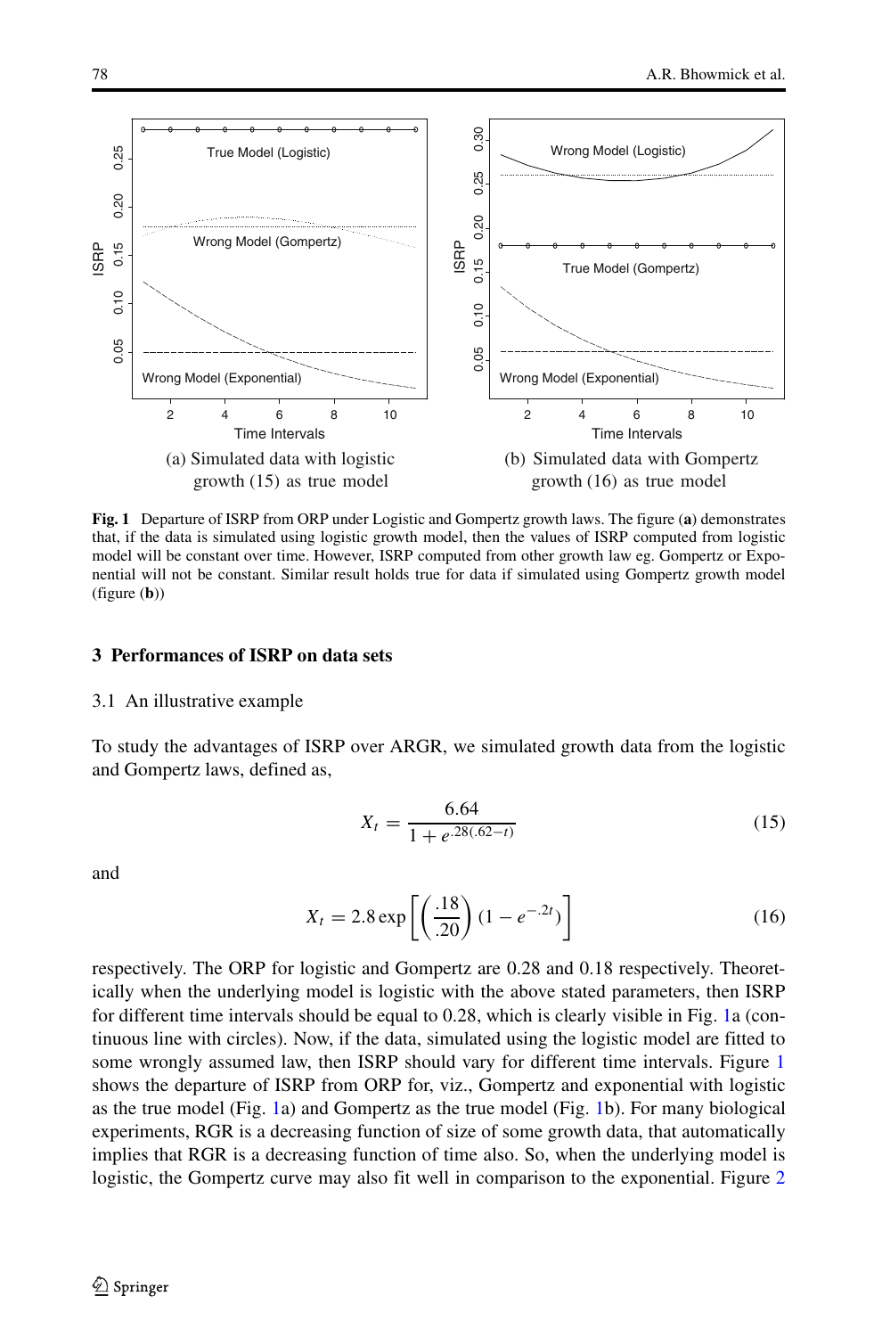(a) Simulated data with logistic growth (15) as true model

(b) Simulated data with Gompertz growth (16) as true model

**Fig. 1** Departure of ISRP from ORP under Logistic and Gompertz growth laws. The figure (**a**) demonstrates that, if the data is simulated using logistic growth model, then the values of ISRP computed from logistic model will be constant over time. However, ISRP computed from other growth law eg. Gompertz or Exponential will not be constant. Similar result holds true for data if simulated using Gompertz growth model (figure (**b**))

## 3 Performances of ISRP on data sets

### 3.1 An illustrative example

To study the advantages of ISRP over ARGR, we simulated growth data from the logistic and Gompertz laws, defined as,

$$X_t = \frac{6.64}{1 + e^{.28(.62-t)}} \tag{15}$$

and

$$X_t = 2.8 \exp\left[\left(\frac{.18}{.20}\right)(1 - e^{-.2t})\right] \tag{16}$$

respectively. The ORP for logistic and Gompertz are 0.28 and 0.18 respectively. Theoretically when the underlying model is logistic with the above stated parameters, then ISRP for different time intervals should be equal to 0.28, which is clearly visible in Fig. 1a (continuous line with circles). Now, if the data, simulated using the logistic model are fitted to some wrongly assumed law, then ISRP should vary for different time intervals. Figure 1 shows the departure of ISRP from ORP for, viz., Gompertz and exponential with logistic as the true model (Fig. 1a) and Gompertz as the true model (Fig. 1b). For many biological experiments, RGR is a decreasing function of size of some growth data, that automatically implies that RGR is a decreasing function of time also. So, when the underlying model is logistic, the Gompertz curve may also fit well in comparison to the exponential. Figure 2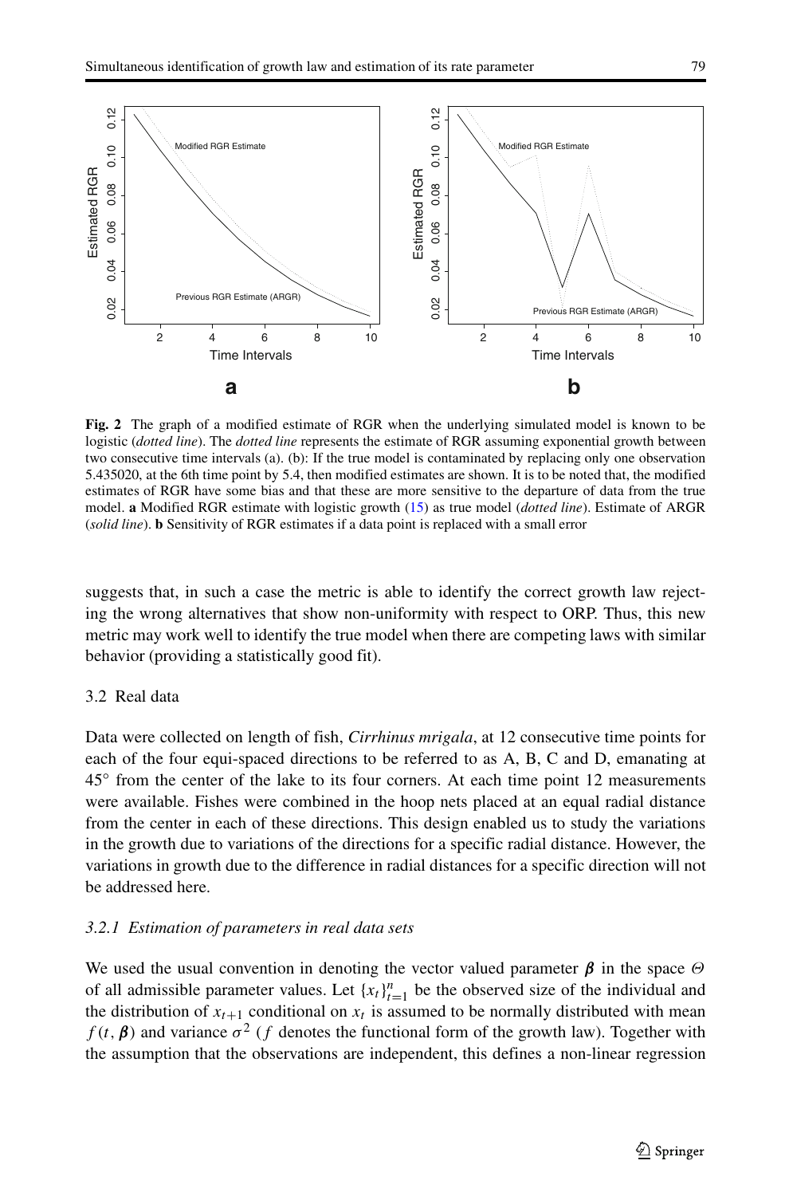**Fig. 2** The graph of a modified estimate of RGR when the underlying simulated model is known to be logistic (*dotted line*). The *dotted line* represents the estimate of RGR assuming exponential growth between two consecutive time intervals (a). (b): If the true model is contaminated by replacing only one observation 5.435020, at the 6th time point by 5.4, then modified estimates are shown. It is to be noted that, the modified estimates of RGR have some bias and that these are more sensitive to the departure of data from the true model. **a** Modified RGR estimate with logistic growth (15) as true model (*dotted line*). Estimate of ARGR (*solid line*). **b** Sensitivity of RGR estimates if a data point is replaced with a small error

suggests that, in such a case the metric is able to identify the correct growth law rejecting the wrong alternatives that show non-uniformity with respect to ORP. Thus, this new metric may work well to identify the true model when there are competing laws with similar behavior (providing a statistically good fit).

### 3.2 Real data

Data were collected on length of fish, *Cirrhinus mrigala*, at 12 consecutive time points for each of the four equi-spaced directions to be referred to as A, B, C and D, emanating at 45° from the center of the lake to its four corners. At each time point 12 measurements were available. Fishes were combined in the hoop nets placed at an equal radial distance from the center in each of these directions. This design enabled us to study the variations in the growth due to variations of the directions for a specific radial distance. However, the variations in growth due to the difference in radial distances for a specific direction will not be addressed here.

#### *3.2.1 Estimation of parameters in real data sets*

We used the usual convention in denoting the vector valued parameter $\boldsymbol{\beta}$ in the space $\Theta$ of all admissible parameter values. Let $\{x_t\}_{t=1}^{n}$ be the observed size of the individual and the distribution of $x_{t+1}$ conditional on $x_t$ is assumed to be normally distributed with mean $f(t, \boldsymbol{\beta})$ and variance $\sigma^2$ ($f$ denotes the functional form of the growth law). Together with the assumption that the observations are independent, this defines a non-linear regression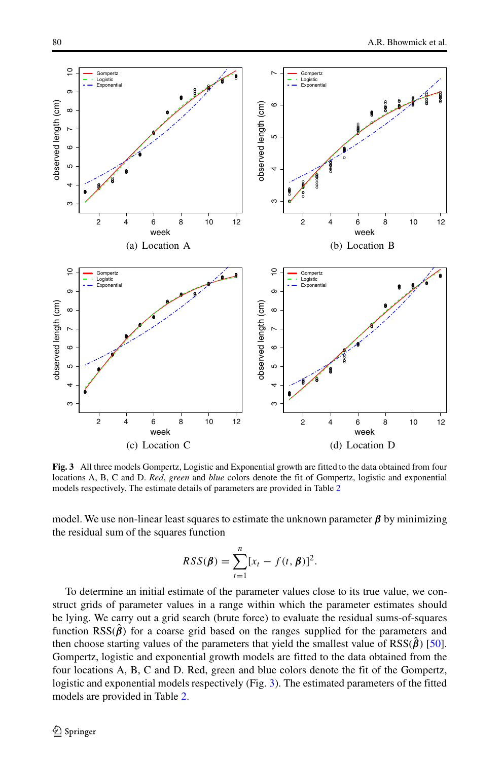**Fig. 3** All three models Gompertz, Logistic and Exponential growth are fitted to the data obtained from four locations A, B, C and D. *Red*, *green* and *blue* colors denote the fit of Gompertz, logistic and exponential models respectively. The estimate details of parameters are provided in Table 2

model. We use non-linear least squares to estimate the unknown parameter $\boldsymbol{\beta}$ by minimizing the residual sum of the squares function

$$RSS(\boldsymbol{\beta}) = \sum_{t=1}^{n} [x_t - f(t, \boldsymbol{\beta})]^2.$$

To determine an initial estimate of the parameter values close to its true value, we construct grids of parameter values in a range within which the parameter estimates should be lying. We carry out a grid search (brute force) to evaluate the residual sums-of-squares function RSS($\hat{\boldsymbol{\beta}}$) for a coarse grid based on the ranges supplied for the parameters and then choose starting values of the parameters that yield the smallest value of RSS($\hat{\boldsymbol{\beta}}$) [50]. Gompertz, logistic and exponential growth models are fitted to the data obtained from the four locations A, B, C and D. Red, green and blue colors denote the fit of the Gompertz, logistic and exponential models respectively (Fig. 3). The estimated parameters of the fitted models are provided in Table 2.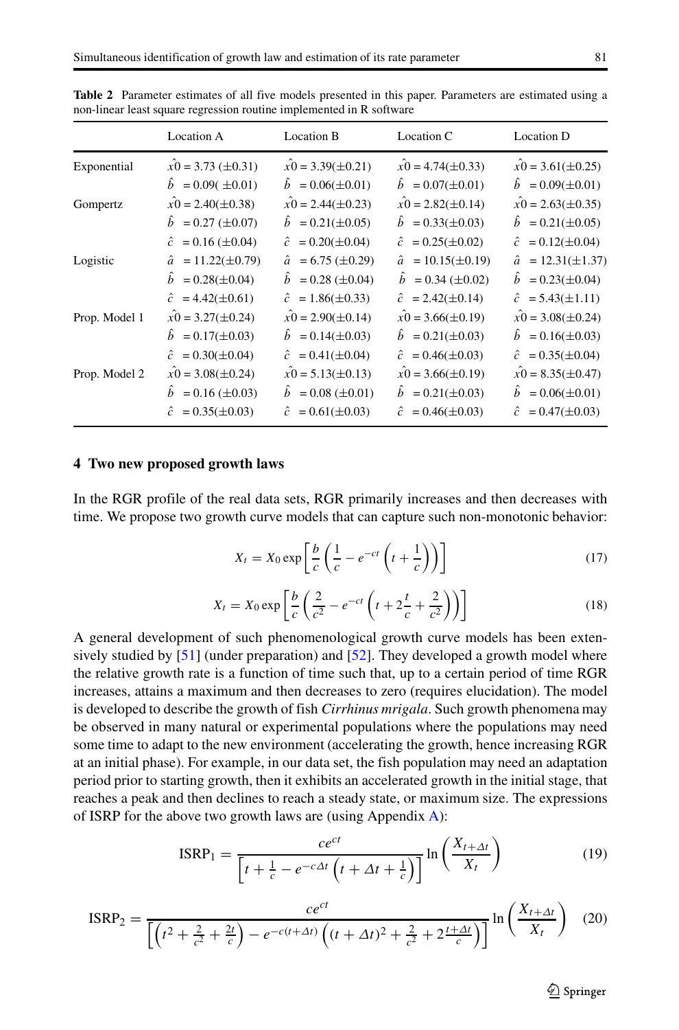**Table 2** Parameter estimates of all five models presented in this paper. Parameters are estimated using a non-linear least square regression routine implemented in R software

| | Location A | Location B | Location C | Location D |
|---|---|---|---|---|
| Exponential | $\hat{x0} = 3.73\ (\pm 0.31)$ | $\hat{x0} = 3.39(\pm 0.21)$ | $\hat{x0} = 4.74(\pm 0.33)$ | $\hat{x0} = 3.61(\pm 0.25)$ |
| | $\hat{b}\ = 0.09(\pm 0.01)$ | $\hat{b}\ = 0.06(\pm 0.01)$ | $\hat{b}\ = 0.07(\pm 0.01)$ | $\hat{b}\ = 0.09(\pm 0.01)$ |
| Gompertz | $\hat{x0} = 2.40(\pm 0.38)$ | $\hat{x0} = 2.44(\pm 0.23)$ | $\hat{x0} = 2.82(\pm 0.14)$ | $\hat{x0} = 2.63(\pm 0.35)$ |
| | $\hat{b}\ = 0.27\ (\pm 0.07)$ | $\hat{b}\ = 0.21(\pm 0.05)$ | $\hat{b}\ = 0.33(\pm 0.03)$ | $\hat{b}\ = 0.21(\pm 0.05)$ |
| | $\hat{c}\ = 0.16\ (\pm 0.04)$ | $\hat{c}\ = 0.20(\pm 0.04)$ | $\hat{c}\ = 0.25(\pm 0.02)$ | $\hat{c}\ = 0.12(\pm 0.04)$ |
| Logistic | $\hat{a}\ = 11.22(\pm 0.79)$ | $\hat{a}\ = 6.75\ (\pm 0.29)$ | $\hat{a}\ = 10.15(\pm 0.19)$ | $\hat{a}\ = 12.31(\pm 1.37)$ |
| | $\hat{b}\ = 0.28(\pm 0.04)$ | $\hat{b}\ = 0.28\ (\pm 0.04)$ | $\hat{b}\ = 0.34\ (\pm 0.02)$ | $\hat{b}\ = 0.23(\pm 0.04)$ |
| | $\hat{c}\ = 4.42(\pm 0.61)$ | $\hat{c}\ = 1.86(\pm 0.33)$ | $\hat{c}\ = 2.42(\pm 0.14)$ | $\hat{c}\ = 5.43(\pm 1.11)$ |
| Prop. Model 1 | $\hat{x0} = 3.27(\pm 0.24)$ | $\hat{x0} = 2.90(\pm 0.14)$ | $\hat{x0} = 3.66(\pm 0.19)$ | $\hat{x0} = 3.08(\pm 0.24)$ |
| | $\hat{b}\ = 0.17(\pm 0.03)$ | $\hat{b}\ = 0.14(\pm 0.03)$ | $\hat{b}\ = 0.21(\pm 0.03)$ | $\hat{b}\ = 0.16(\pm 0.03)$ |
| | $\hat{c}\ = 0.30(\pm 0.04)$ | $\hat{c}\ = 0.41(\pm 0.04)$ | $\hat{c}\ = 0.46(\pm 0.03)$ | $\hat{c}\ = 0.35(\pm 0.04)$ |
| Prop. Model 2 | $\hat{x0} = 3.08(\pm 0.24)$ | $\hat{x0} = 5.13(\pm 0.13)$ | $\hat{x0} = 3.66(\pm 0.19)$ | $\hat{x0} = 8.35(\pm 0.47)$ |
| | $\hat{b}\ = 0.16\ (\pm 0.03)$ | $\hat{b}\ = 0.08\ (\pm 0.01)$ | $\hat{b}\ = 0.21(\pm 0.03)$ | $\hat{b}\ = 0.06(\pm 0.01)$ |
| | $\hat{c}\ = 0.35(\pm 0.03)$ | $\hat{c}\ = 0.61(\pm 0.03)$ | $\hat{c}\ = 0.46(\pm 0.03)$ | $\hat{c}\ = 0.47(\pm 0.03)$ |

## 4 Two new proposed growth laws

In the RGR profile of the real data sets, RGR primarily increases and then decreases with time. We propose two growth curve models that can capture such non-monotonic behavior:

$$X_t = X_0 \exp\left[\frac{b}{c}\left(\frac{1}{c} - e^{-ct}\left(t + \frac{1}{c}\right)\right)\right] \tag{17}$$

$$X_t = X_0 \exp\left[\frac{b}{c}\left(\frac{2}{c^2} - e^{-ct}\left(t + 2\frac{t}{c} + \frac{2}{c^2}\right)\right)\right] \tag{18}$$

A general development of such phenomenological growth curve models has been extensively studied by [51] (under preparation) and [52]. They developed a growth model where the relative growth rate is a function of time such that, up to a certain period of time RGR increases, attains a maximum and then decreases to zero (requires elucidation). The model is developed to describe the growth of fish *Cirrhinus mrigala*. Such growth phenomena may be observed in many natural or experimental populations where the populations may need some time to adapt to the new environment (accelerating the growth, hence increasing RGR at an initial phase). For example, in our data set, the fish population may need an adaptation period prior to starting growth, then it exhibits an accelerated growth in the initial stage, that reaches a peak and then declines to reach a steady state, or maximum size. The expressions of ISRP for the above two growth laws are (using Appendix A):

$$\text{ISRP}_1 = \frac{ce^{ct}}{\left[t + \frac{1}{c} - e^{-c\Delta t}\left(t + \Delta t + \frac{1}{c}\right)\right]} \ln\left(\frac{X_{t+\Delta t}}{X_t}\right) \tag{19}$$

$$\text{ISRP}_2 = \frac{ce^{ct}}{\left[\left(t^2 + \frac{2}{c^2} + \frac{2t}{c}\right) - e^{-c(t+\Delta t)}\left((t+\Delta t)^2 + \frac{2}{c^2} + 2\frac{t+\Delta t}{c}\right)\right]} \ln\left(\frac{X_{t+\Delta t}}{X_t}\right) \tag{20}$$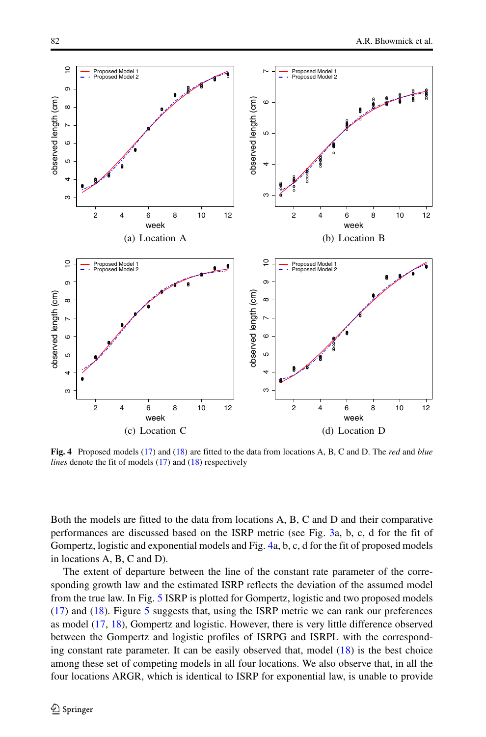**Fig. 4** Proposed models (17) and (18) are fitted to the data from locations A, B, C and D. The *red* and *blue lines* denote the fit of models (17) and (18) respectively

Both the models are fitted to the data from locations A, B, C and D and their comparative performances are discussed based on the ISRP metric (see Fig. 3a, b, c, d for the fit of Gompertz, logistic and exponential models and Fig. 4a, b, c, d for the fit of proposed models in locations A, B, C and D).

The extent of departure between the line of the constant rate parameter of the corresponding growth law and the estimated ISRP reflects the deviation of the assumed model from the true law. In Fig. 5 ISRP is plotted for Gompertz, logistic and two proposed models (17) and (18). Figure 5 suggests that, using the ISRP metric we can rank our preferences as model (17, 18), Gompertz and logistic. However, there is very little difference observed between the Gompertz and logistic profiles of ISRPG and ISRPL with the corresponding constant rate parameter. It can be easily observed that, model (18) is the best choice among these set of competing models in all four locations. We also observe that, in all the four locations ARGR, which is identical to ISRP for exponential law, is unable to provide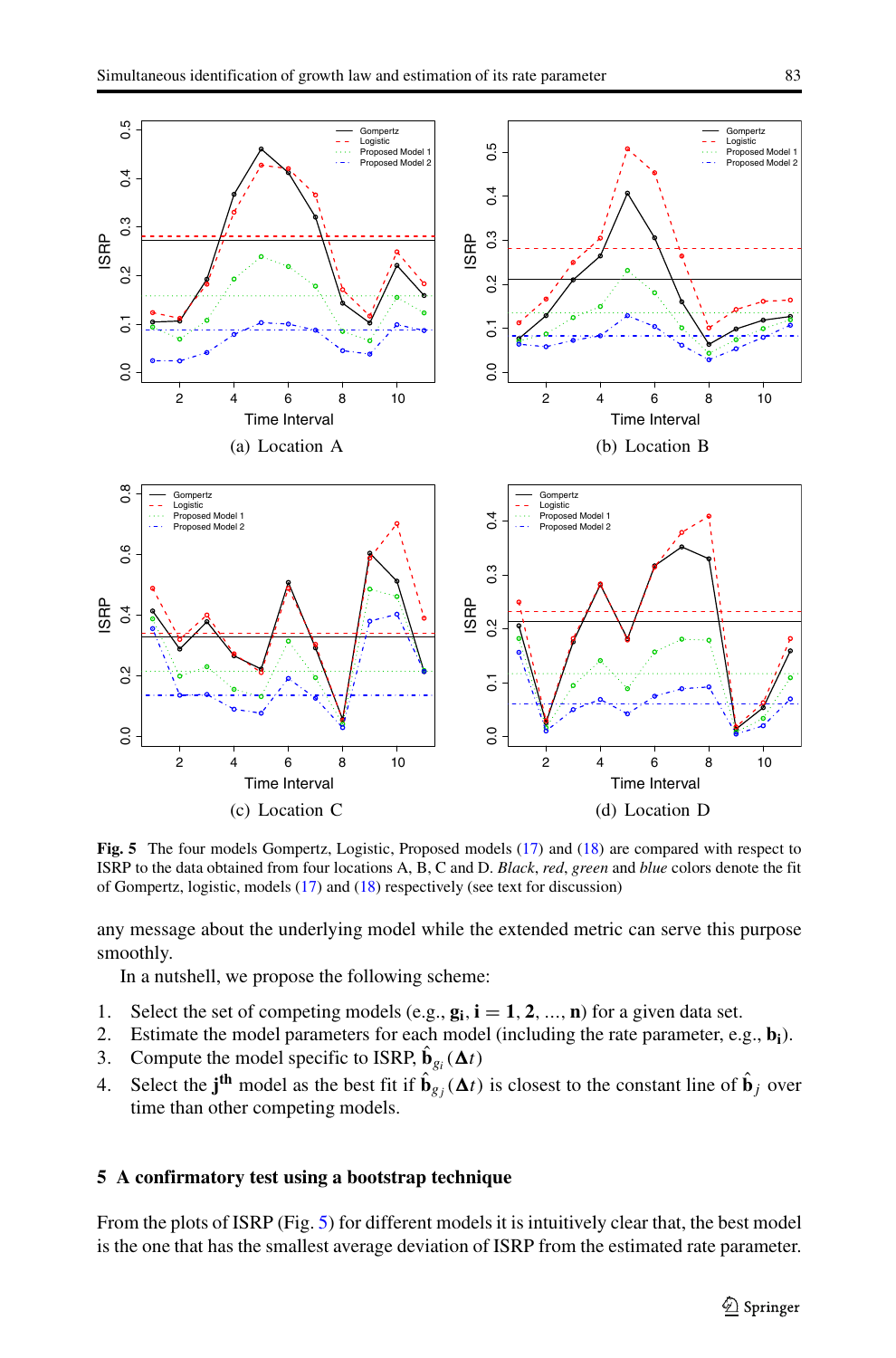(a) Location A

(b) Location B

(c) Location C

(d) Location D

**Fig. 5** The four models Gompertz, Logistic, Proposed models (17) and (18) are compared with respect to ISRP to the data obtained from four locations A, B, C and D. *Black*, *red*, *green* and *blue* colors denote the fit of Gompertz, logistic, models (17) and (18) respectively (see text for discussion)

any message about the underlying model while the extended metric can serve this purpose smoothly.

In a nutshell, we propose the following scheme:

1. Select the set of competing models (e.g., $\mathbf{g_i}, \mathbf{i} = \mathbf{1}, \mathbf{2}, \ldots, \mathbf{n}$) for a given data set.
2. Estimate the model parameters for each model (including the rate parameter, e.g., $\mathbf{b_i}$).
3. Compute the model specific to ISRP, $\hat{\mathbf{b}}_{g_i}(\mathbf{\Delta}t)$
4. Select the $\mathbf{j^{th}}$ model as the best fit if $\hat{\mathbf{b}}_{g_j}(\mathbf{\Delta}t)$ is closest to the constant line of $\hat{\mathbf{b}}_j$ over time than other competing models.

## 5 A confirmatory test using a bootstrap technique

From the plots of ISRP (Fig. 5) for different models it is intuitively clear that, the best model is the one that has the smallest average deviation of ISRP from the estimated rate parameter.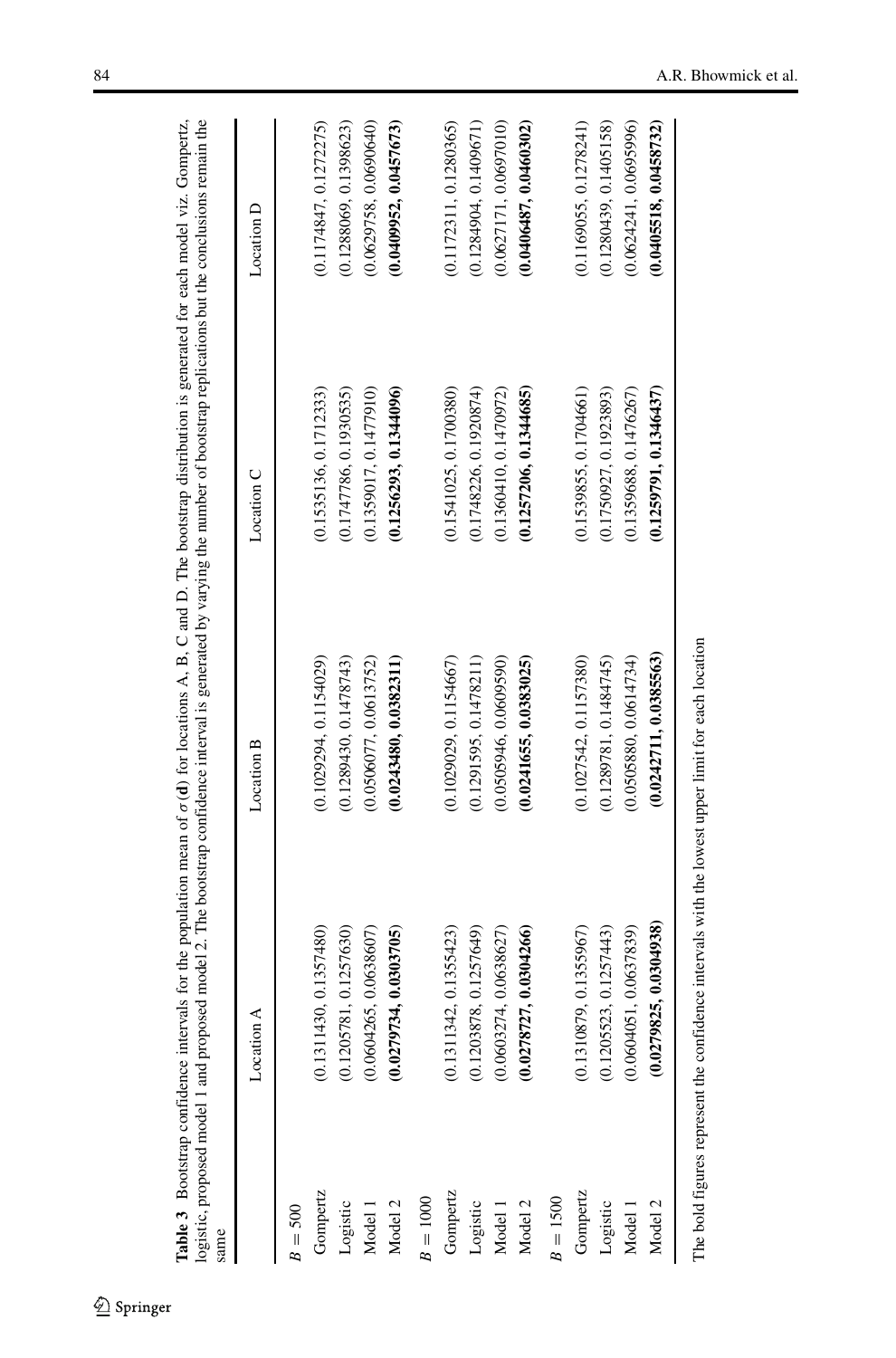**Table 3** Bootstrap confidence intervals for the population mean of $\sigma(\mathbf{d})$ for locations A, B, C and D. The bootstrap distribution is generated for each model viz. Gompertz, logistic, proposed model 1 and proposed model 2. The bootstrap confidence interval is generated by varying the number of bootstrap replications but the conclusions remain the same

| | Location A | Location B | Location C | Location D |
|---|---|---|---|---|
| $B = 500$ | | | | |
| Gompertz | (0.1311430, 0.1357480) | (0.1029294, 0.1154029) | (0.1535136, 0.1712333) | (0.1174847, 0.1272275) |
| Logistic | (0.1205781, 0.1257630) | (0.1289430, 0.1478743) | (0.1747786, 0.1930535) | (0.1288069, 0.1398623) |
| Model 1 | (0.0604265, 0.0638607) | (0.0506077, 0.0613752) | (0.1359017, 0.1477910) | (0.0629758, 0.0690640) |
| Model 2 | **(0.0279734, 0.0303705)** | **(0.0243480, 0.0382311)** | **(0.1256293, 0.1344096)** | **(0.0409952, 0.0457673)** |
| $B = 1000$ | | | | |
| Gompertz | (0.1311342, 0.1355423) | (0.1029029, 0.1154667) | (0.1541025, 0.1700380) | (0.1172311, 0.1280365) |
| Logistic | (0.1203878, 0.1257649) | (0.1291595, 0.1478211) | (0.1748226, 0.1920874) | (0.1284904, 0.1409671) |
| Model 1 | (0.0603274, 0.0638627) | (0.0505946, 0.0609590) | (0.1360410, 0.1470972) | (0.0627171, 0.0697010) |
| Model 2 | **(0.0278727, 0.0304266)** | **(0.0241655, 0.0383025)** | **(0.1257206, 0.1344685)** | **(0.0406487, 0.0460302)** |
| $B = 1500$ | | | | |
| Gompertz | (0.1310879, 0.1355967) | (0.1027542, 0.1157380) | (0.1539855, 0.1704661) | (0.1169055, 0.1278241) |
| Logistic | (0.1205523, 0.1257443) | (0.1289781, 0.1484745) | (0.1750927, 0.1923893) | (0.1280439, 0.1405158) |
| Model 1 | (0.0604051, 0.0637839) | (0.0505880, 0.0614734) | (0.1359688, 0.1476267) | (0.0624241, 0.0695996) |
| Model 2 | **(0.0279825, 0.0304938)** | **(0.0242711, 0.0385563)** | **(0.1259791, 0.1346437)** | **(0.0405518, 0.0458732)** |

The bold figures represent the confidence intervals with the lowest upper limit for each location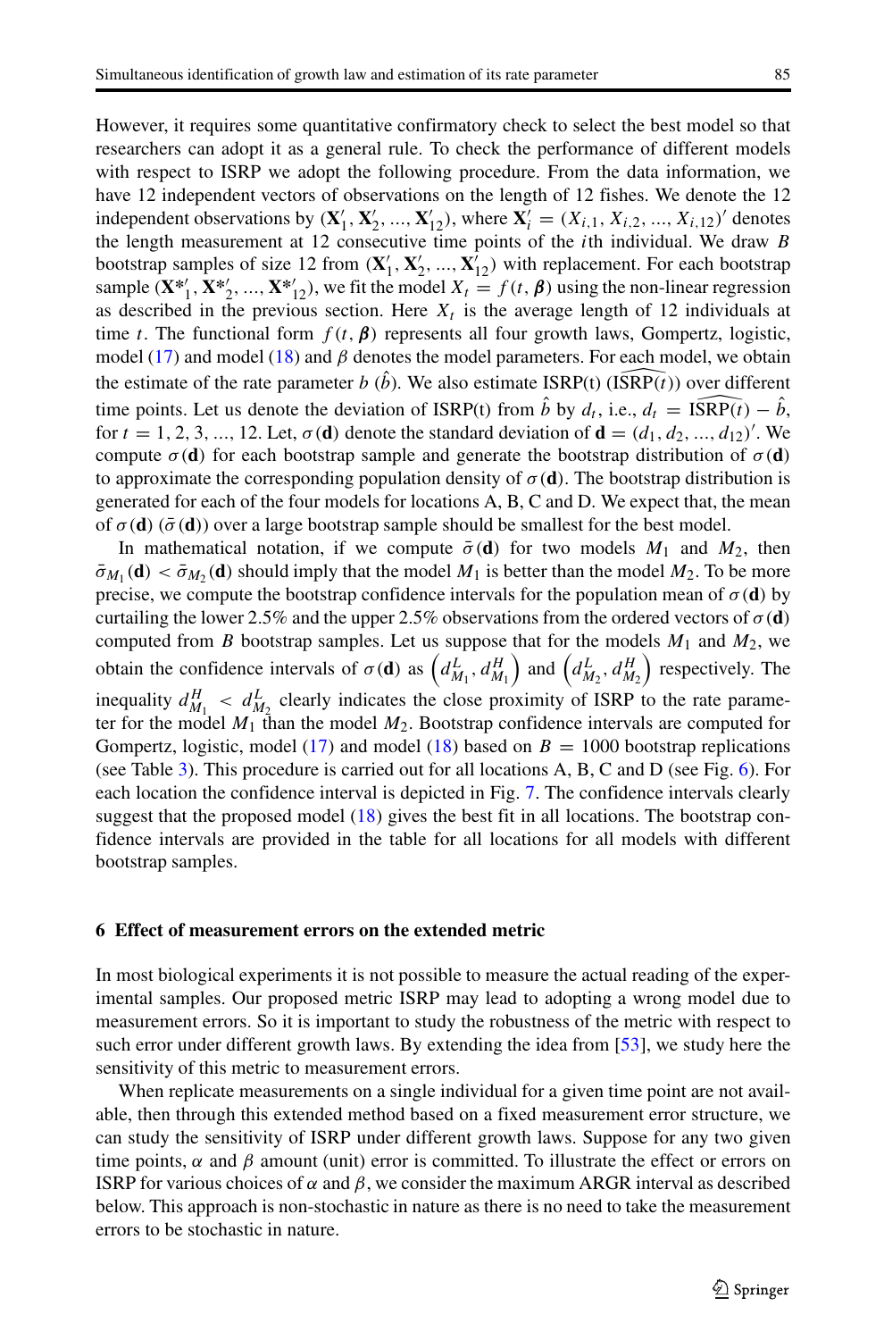However, it requires some quantitative confirmatory check to select the best model so that researchers can adopt it as a general rule. To check the performance of different models with respect to ISRP we adopt the following procedure. From the data information, we have 12 independent vectors of observations on the length of 12 fishes. We denote the 12 independent observations by $(\mathbf{X}'_1, \mathbf{X}'_2, ..., \mathbf{X}'_{12})$, where $\mathbf{X}'_i = (X_{i,1}, X_{i,2}, ..., X_{i,12})'$ denotes the length measurement at 12 consecutive time points of the $i$th individual. We draw $B$ bootstrap samples of size 12 from $(\mathbf{X}'_1, \mathbf{X}'_2, ..., \mathbf{X}'_{12})$ with replacement. For each bootstrap sample $(\mathbf{X}^{*\prime}_1, \mathbf{X}^{*\prime}_2, ..., \mathbf{X}^{*\prime}_{12})$, we fit the model $X_t = f(t, \boldsymbol{\beta})$ using the non-linear regression as described in the previous section. Here $X_t$ is the average length of 12 individuals at time $t$. The functional form $f(t, \boldsymbol{\beta})$ represents all four growth laws, Gompertz, logistic, model (17) and model (18) and $\beta$ denotes the model parameters. For each model, we obtain the estimate of the rate parameter $b$ $(\hat{b})$. We also estimate ISRP(t) $(\widehat{\text{ISRP}(t)})$ over different time points. Let us denote the deviation of ISRP(t) from $\hat{b}$ by $d_t$, i.e., $d_t = \widehat{\text{ISRP}(t)} - \hat{b}$, for $t = 1, 2, 3, ..., 12$. Let, $\sigma(\mathbf{d})$ denote the standard deviation of $\mathbf{d} = (d_1, d_2, ..., d_{12})'$. We compute $\sigma(\mathbf{d})$ for each bootstrap sample and generate the bootstrap distribution of $\sigma(\mathbf{d})$ to approximate the corresponding population density of $\sigma(\mathbf{d})$. The bootstrap distribution is generated for each of the four models for locations A, B, C and D. We expect that, the mean of $\sigma(\mathbf{d})$ $(\bar{\sigma}(\mathbf{d}))$ over a large bootstrap sample should be smallest for the best model.

In mathematical notation, if we compute $\bar{\sigma}(\mathbf{d})$ for two models $M_1$ and $M_2$, then $\bar{\sigma}_{M_1}(\mathbf{d}) < \bar{\sigma}_{M_2}(\mathbf{d})$ should imply that the model $M_1$ is better than the model $M_2$. To be more precise, we compute the bootstrap confidence intervals for the population mean of $\sigma(\mathbf{d})$ by curtailing the lower 2.5% and the upper 2.5% observations from the ordered vectors of $\sigma(\mathbf{d})$ computed from $B$ bootstrap samples. Let us suppose that for the models $M_1$ and $M_2$, we obtain the confidence intervals of $\sigma(\mathbf{d})$ as $\left(d^L_{M_1}, d^H_{M_1}\right)$ and $\left(d^L_{M_2}, d^H_{M_2}\right)$ respectively. The inequality $d^H_{M_1} < d^L_{M_2}$ clearly indicates the close proximity of ISRP to the rate parameter for the model $M_1$ than the model $M_2$. Bootstrap confidence intervals are computed for Gompertz, logistic, model (17) and model (18) based on $B = 1000$ bootstrap replications (see Table 3). This procedure is carried out for all locations A, B, C and D (see Fig. 6). For each location the confidence interval is depicted in Fig. 7. The confidence intervals clearly suggest that the proposed model (18) gives the best fit in all locations. The bootstrap confidence intervals are provided in the table for all locations for all models with different bootstrap samples.

## 6 Effect of measurement errors on the extended metric

In most biological experiments it is not possible to measure the actual reading of the experimental samples. Our proposed metric ISRP may lead to adopting a wrong model due to measurement errors. So it is important to study the robustness of the metric with respect to such error under different growth laws. By extending the idea from [53], we study here the sensitivity of this metric to measurement errors.

When replicate measurements on a single individual for a given time point are not available, then through this extended method based on a fixed measurement error structure, we can study the sensitivity of ISRP under different growth laws. Suppose for any two given time points, $\alpha$ and $\beta$ amount (unit) error is committed. To illustrate the effect or errors on ISRP for various choices of $\alpha$ and $\beta$, we consider the maximum ARGR interval as described below. This approach is non-stochastic in nature as there is no need to take the measurement errors to be stochastic in nature.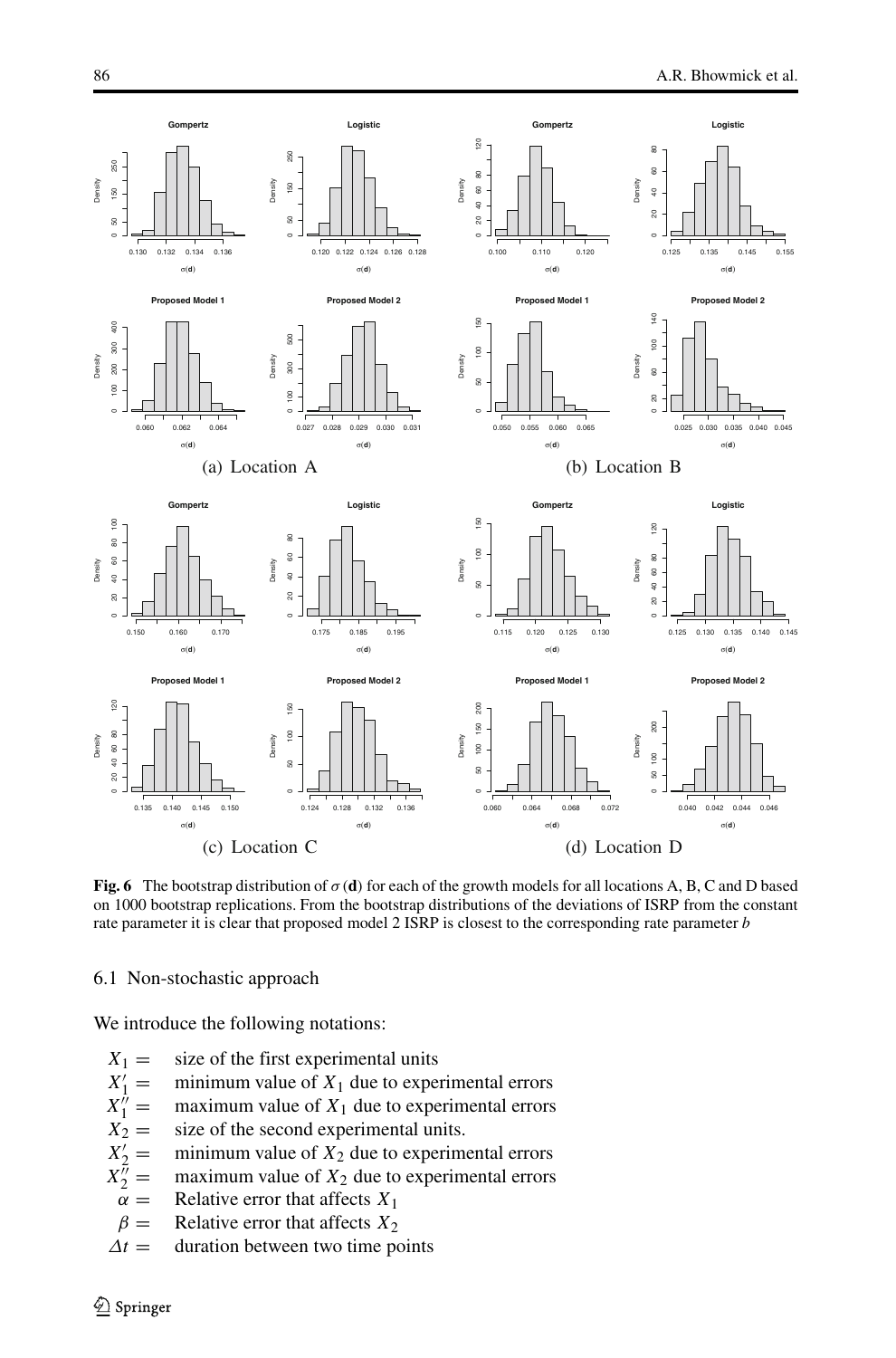**Fig. 6** The bootstrap distribution of $\sigma(\mathbf{d})$ for each of the growth models for all locations A, B, C and D based on 1000 bootstrap replications. From the bootstrap distributions of the deviations of ISRP from the constant rate parameter it is clear that proposed model 2 ISRP is closest to the corresponding rate parameter $b$

### 6.1 Non-stochastic approach

We introduce the following notations:

- $X_1 =$ size of the first experimental units
- $X_1' =$ minimum value of $X_1$ due to experimental errors
- $X_1'' =$ maximum value of $X_1$ due to experimental errors
- $X_2 =$ size of the second experimental units.
- $X_2' =$ minimum value of $X_2$ due to experimental errors
- $X_2'' =$ maximum value of $X_2$ due to experimental errors
- $\alpha =$ Relative error that affects $X_1$
- $\beta =$ Relative error that affects $X_2$
- $\Delta t =$ duration between two time points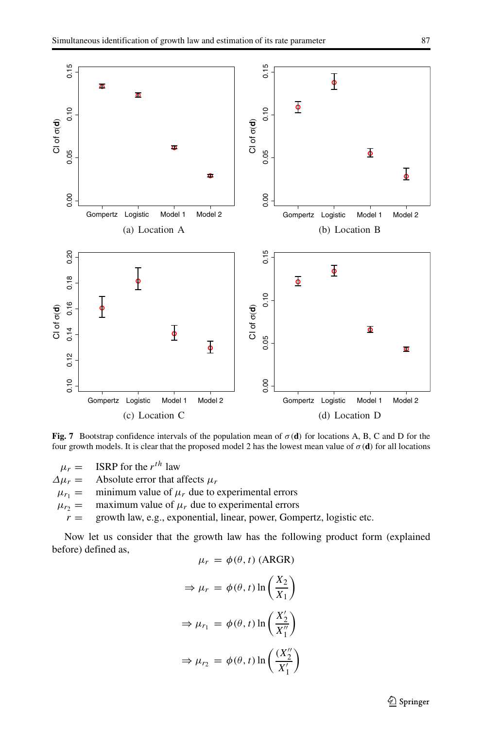Fig. 7 Bootstrap confidence intervals of the population mean of $\sigma(\mathbf{d})$ for locations A, B, C and D for the four growth models. It is clear that the proposed model 2 has the lowest mean value of $\sigma(\mathbf{d})$ for all locations

(a) Location A

(b) Location B

(c) Location C

(d) Location D

$\mu_r =$ ISRP for the $r^{th}$ law
$\Delta\mu_r =$ Absolute error that affects $\mu_r$
$\mu_{r_1} =$ minimum value of $\mu_r$ due to experimental errors
$\mu_{r_2} =$ maximum value of $\mu_r$ due to experimental errors
$r =$ growth law, e.g., exponential, linear, power, Gompertz, logistic etc.

Now let us consider that the growth law has the following product form (explained before) defined as,

$$\mu_r = \phi(\theta, t) \text{ (ARGR)}$$

$$\Rightarrow \mu_r = \phi(\theta, t) \ln\left(\frac{X_2}{X_1}\right)$$

$$\Rightarrow \mu_{r_1} = \phi(\theta, t) \ln\left(\frac{X_2'}{X_1''}\right)$$

$$\Rightarrow \mu_{r_2} = \phi(\theta, t) \ln\left(\frac{(X_2''}{X_1'}\right)$$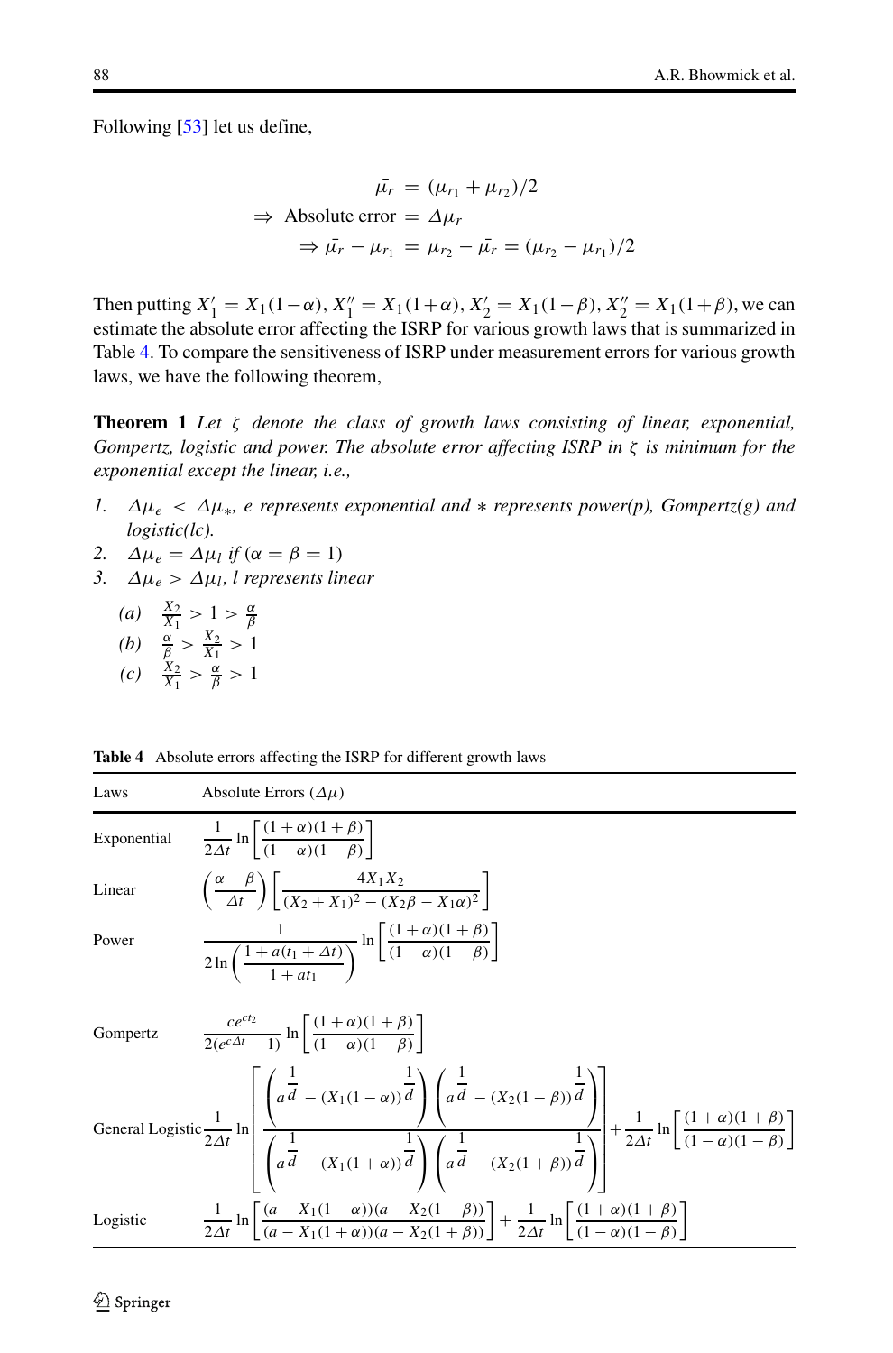Following [53] let us define,

$$\bar{\mu_r} = (\mu_{r_1} + \mu_{r_2})/2$$
$$\Rightarrow \text{Absolute error} = \Delta\mu_r$$
$$\Rightarrow \bar{\mu_r} - \mu_{r_1} = \mu_{r_2} - \bar{\mu_r} = (\mu_{r_2} - \mu_{r_1})/2$$

Then putting $X_1' = X_1(1-\alpha)$, $X_1'' = X_1(1+\alpha)$, $X_2' = X_1(1-\beta)$, $X_2'' = X_1(1+\beta)$, we can estimate the absolute error affecting the ISRP for various growth laws that is summarized in Table 4. To compare the sensitiveness of ISRP under measurement errors for various growth laws, we have the following theorem,

**Theorem 1** *Let $\zeta$ denote the class of growth laws consisting of linear, exponential, Gompertz, logistic and power. The absolute error affecting ISRP in $\zeta$ is minimum for the exponential except the linear, i.e.,*

1. $\Delta\mu_e < \Delta\mu_*$, *e represents exponential and $*$ represents power(p), Gompertz(g) and logistic(lc).*
2. $\Delta\mu_e = \Delta\mu_l$ *if* $(\alpha = \beta = 1)$
3. $\Delta\mu_e > \Delta\mu_l$, *l represents linear*
   (a) $\frac{X_2}{X_1} > 1 > \frac{\alpha}{\beta}$
   (b) $\frac{\alpha}{\beta} > \frac{X_2}{X_1} > 1$
   (c) $\frac{X_2}{X_1} > \frac{\alpha}{\beta} > 1$

**Table 4** Absolute errors affecting the ISRP for different growth laws

| Laws | Absolute Errors ($\Delta\mu$) |
|---|---|
| Exponential | $\frac{1}{2\Delta t}\ln\left[\frac{(1+\alpha)(1+\beta)}{(1-\alpha)(1-\beta)}\right]$ |
| Linear | $\left(\frac{\alpha+\beta}{\Delta t}\right)\left[\frac{4X_1X_2}{(X_2+X_1)^2-(X_2\beta-X_1\alpha)^2}\right]$ |
| Power | $\frac{1}{2\ln\left(\frac{1+a(t_1+\Delta t)}{1+at_1}\right)}\ln\left[\frac{(1+\alpha)(1+\beta)}{(1-\alpha)(1-\beta)}\right]$ |
| Gompertz | $\frac{ce^{ct_2}}{2(e^{c\Delta t}-1)}\ln\left[\frac{(1+\alpha)(1+\beta)}{(1-\alpha)(1-\beta)}\right]$ |
| General Logistic | $\frac{1}{2\Delta t}\ln\left[\frac{\left(a^{\frac{1}{d}}-(X_1(1-\alpha))^{\frac{1}{d}}\right)\left(a^{\frac{1}{d}}-(X_2(1-\beta))^{\frac{1}{d}}\right)}{\left(a^{\frac{1}{d}}-(X_1(1+\alpha))^{\frac{1}{d}}\right)\left(a^{\frac{1}{d}}-(X_2(1+\beta))^{\frac{1}{d}}\right)}\right]+\frac{1}{2\Delta t}\ln\left[\frac{(1+\alpha)(1+\beta)}{(1-\alpha)(1-\beta)}\right]$ |
| Logistic | $\frac{1}{2\Delta t}\ln\left[\frac{(a-X_1(1-\alpha))(a-X_2(1-\beta))}{(a-X_1(1+\alpha))(a-X_2(1+\beta))}\right]+\frac{1}{2\Delta t}\ln\left[\frac{(1+\alpha)(1+\beta)}{(1-\alpha)(1-\beta)}\right]$ |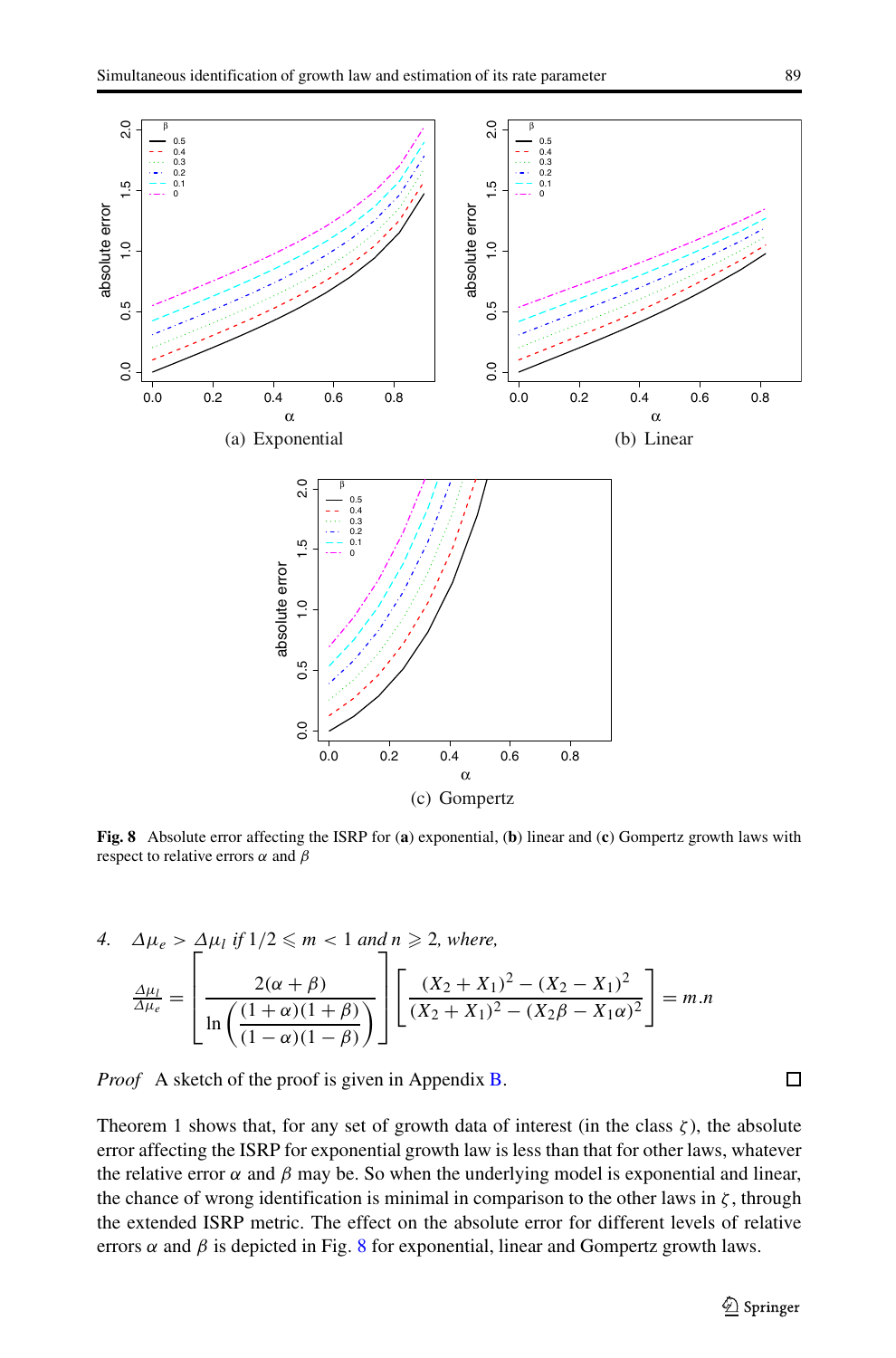(a) Exponential

(b) Linear

(c) Gompertz

**Fig. 8** Absolute error affecting the ISRP for (**a**) exponential, (**b**) linear and (**c**) Gompertz growth laws with respect to relative errors $\alpha$ and $\beta$

4. $\Delta\mu_e > \Delta\mu_l$ *if* $1/2 \leqslant m < 1$ *and* $n \geqslant 2$*, where,*

$$\frac{\Delta\mu_l}{\Delta\mu_e} = \left[\frac{2(\alpha+\beta)}{\ln\left(\dfrac{(1+\alpha)(1+\beta)}{(1-\alpha)(1-\beta)}\right)}\right]\left[\frac{(X_2+X_1)^2-(X_2-X_1)^2}{(X_2+X_1)^2-(X_2\beta-X_1\alpha)^2}\right] = m.n$$

*Proof* A sketch of the proof is given in Appendix B. □

Theorem 1 shows that, for any set of growth data of interest (in the class $\zeta$), the absolute error affecting the ISRP for exponential growth law is less than that for other laws, whatever the relative error $\alpha$ and $\beta$ may be. So when the underlying model is exponential and linear, the chance of wrong identification is minimal in comparison to the other laws in $\zeta$, through the extended ISRP metric. The effect on the absolute error for different levels of relative errors $\alpha$ and $\beta$ is depicted in Fig. 8 for exponential, linear and Gompertz growth laws.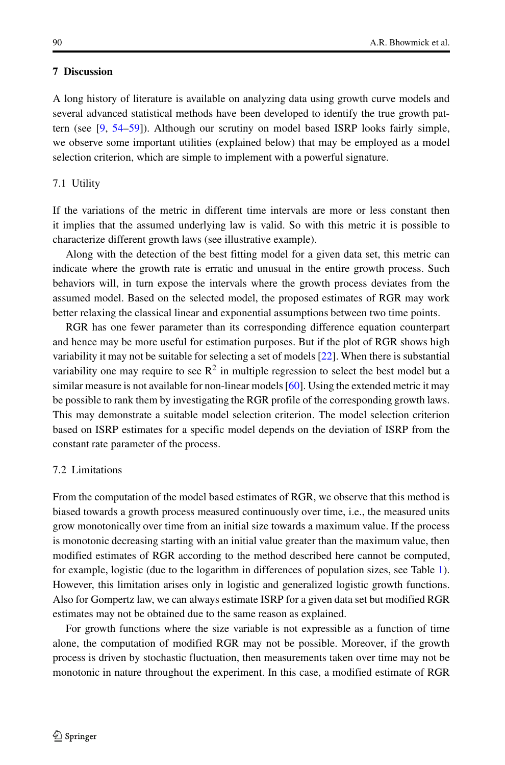## 7 Discussion

A long history of literature is available on analyzing data using growth curve models and several advanced statistical methods have been developed to identify the true growth pattern (see [9, 54–59]). Although our scrutiny on model based ISRP looks fairly simple, we observe some important utilities (explained below) that may be employed as a model selection criterion, which are simple to implement with a powerful signature.

### 7.1 Utility

If the variations of the metric in different time intervals are more or less constant then it implies that the assumed underlying law is valid. So with this metric it is possible to characterize different growth laws (see illustrative example).

Along with the detection of the best fitting model for a given data set, this metric can indicate where the growth rate is erratic and unusual in the entire growth process. Such behaviors will, in turn expose the intervals where the growth process deviates from the assumed model. Based on the selected model, the proposed estimates of RGR may work better relaxing the classical linear and exponential assumptions between two time points.

RGR has one fewer parameter than its corresponding difference equation counterpart and hence may be more useful for estimation purposes. But if the plot of RGR shows high variability it may not be suitable for selecting a set of models [22]. When there is substantial variability one may require to see $R^2$ in multiple regression to select the best model but a similar measure is not available for non-linear models [60]. Using the extended metric it may be possible to rank them by investigating the RGR profile of the corresponding growth laws. This may demonstrate a suitable model selection criterion. The model selection criterion based on ISRP estimates for a specific model depends on the deviation of ISRP from the constant rate parameter of the process.

### 7.2 Limitations

From the computation of the model based estimates of RGR, we observe that this method is biased towards a growth process measured continuously over time, i.e., the measured units grow monotonically over time from an initial size towards a maximum value. If the process is monotonic decreasing starting with an initial value greater than the maximum value, then modified estimates of RGR according to the method described here cannot be computed, for example, logistic (due to the logarithm in differences of population sizes, see Table 1). However, this limitation arises only in logistic and generalized logistic growth functions. Also for Gompertz law, we can always estimate ISRP for a given data set but modified RGR estimates may not be obtained due to the same reason as explained.

For growth functions where the size variable is not expressible as a function of time alone, the computation of modified RGR may not be possible. Moreover, if the growth process is driven by stochastic fluctuation, then measurements taken over time may not be monotonic in nature throughout the experiment. In this case, a modified estimate of RGR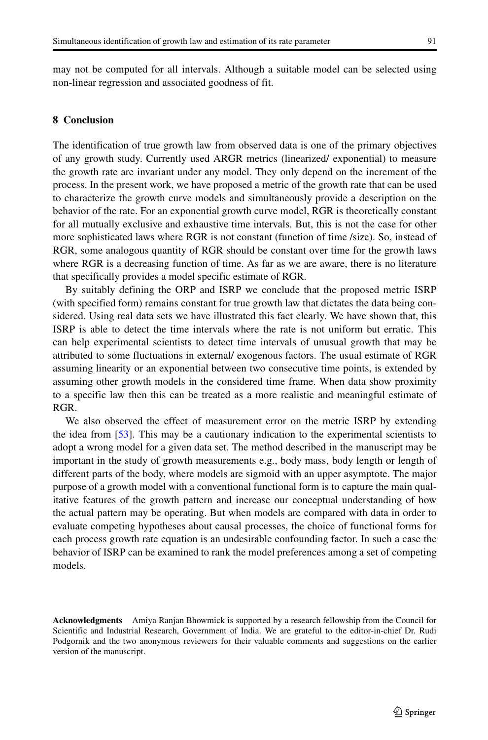may not be computed for all intervals. Although a suitable model can be selected using non-linear regression and associated goodness of fit.

## 8 Conclusion

The identification of true growth law from observed data is one of the primary objectives of any growth study. Currently used ARGR metrics (linearized/ exponential) to measure the growth rate are invariant under any model. They only depend on the increment of the process. In the present work, we have proposed a metric of the growth rate that can be used to characterize the growth curve models and simultaneously provide a description on the behavior of the rate. For an exponential growth curve model, RGR is theoretically constant for all mutually exclusive and exhaustive time intervals. But, this is not the case for other more sophisticated laws where RGR is not constant (function of time /size). So, instead of RGR, some analogous quantity of RGR should be constant over time for the growth laws where RGR is a decreasing function of time. As far as we are aware, there is no literature that specifically provides a model specific estimate of RGR.

By suitably defining the ORP and ISRP we conclude that the proposed metric ISRP (with specified form) remains constant for true growth law that dictates the data being considered. Using real data sets we have illustrated this fact clearly. We have shown that, this ISRP is able to detect the time intervals where the rate is not uniform but erratic. This can help experimental scientists to detect time intervals of unusual growth that may be attributed to some fluctuations in external/ exogenous factors. The usual estimate of RGR assuming linearity or an exponential between two consecutive time points, is extended by assuming other growth models in the considered time frame. When data show proximity to a specific law then this can be treated as a more realistic and meaningful estimate of RGR.

We also observed the effect of measurement error on the metric ISRP by extending the idea from [53]. This may be a cautionary indication to the experimental scientists to adopt a wrong model for a given data set. The method described in the manuscript may be important in the study of growth measurements e.g., body mass, body length or length of different parts of the body, where models are sigmoid with an upper asymptote. The major purpose of a growth model with a conventional functional form is to capture the main qualitative features of the growth pattern and increase our conceptual understanding of how the actual pattern may be operating. But when models are compared with data in order to evaluate competing hypotheses about causal processes, the choice of functional forms for each process growth rate equation is an undesirable confounding factor. In such a case the behavior of ISRP can be examined to rank the model preferences among a set of competing models.

**Acknowledgments** Amiya Ranjan Bhowmick is supported by a research fellowship from the Council for Scientific and Industrial Research, Government of India. We are grateful to the editor-in-chief Dr. Rudi Podgornik and the two anonymous reviewers for their valuable comments and suggestions on the earlier version of the manuscript.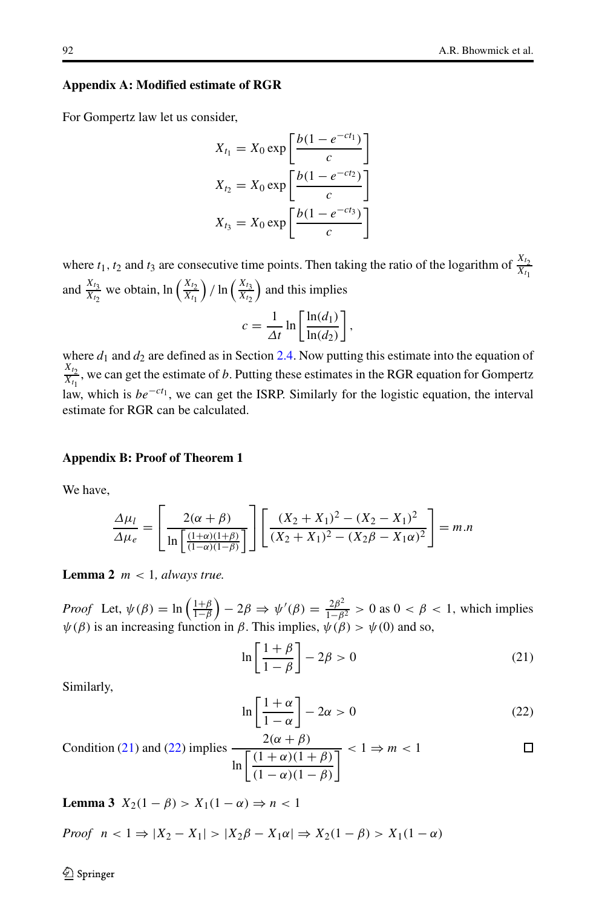### Appendix A: Modified estimate of RGR

For Gompertz law let us consider,

$$X_{t_1} = X_0 \exp\left[\frac{b(1-e^{-ct_1})}{c}\right]$$

$$X_{t_2} = X_0 \exp\left[\frac{b(1-e^{-ct_2})}{c}\right]$$

$$X_{t_3} = X_0 \exp\left[\frac{b(1-e^{-ct_3})}{c}\right]$$

where $t_1$, $t_2$ and $t_3$ are consecutive time points. Then taking the ratio of the logarithm of $\frac{X_{t_2}}{X_{t_1}}$ and $\frac{X_{t_3}}{X_{t_2}}$ we obtain, $\ln\left(\frac{X_{t_2}}{X_{t_1}}\right) / \ln\left(\frac{X_{t_3}}{X_{t_2}}\right)$ and this implies

$$c = \frac{1}{\Delta t} \ln\left[\frac{\ln(d_1)}{\ln(d_2)}\right],$$

where $d_1$ and $d_2$ are defined as in Section 2.4. Now putting this estimate into the equation of $\frac{X_{t_2}}{X_{t_1}}$, we can get the estimate of $b$. Putting these estimates in the RGR equation for Gompertz law, which is $be^{-ct_1}$, we can get the ISRP. Similarly for the logistic equation, the interval estimate for RGR can be calculated.

### Appendix B: Proof of Theorem 1

We have,

$$\frac{\Delta\mu_l}{\Delta\mu_e} = \left[\frac{2(\alpha+\beta)}{\ln\left[\frac{(1+\alpha)(1+\beta)}{(1-\alpha)(1-\beta)}\right]}\right]\left[\frac{(X_2+X_1)^2-(X_2-X_1)^2}{(X_2+X_1)^2-(X_2\beta-X_1\alpha)^2}\right] = m.n$$

**Lemma 2** *$m < 1$, always true.*

*Proof* Let, $\psi(\beta) = \ln\left(\frac{1+\beta}{1-\beta}\right) - 2\beta \Rightarrow \psi'(\beta) = \frac{2\beta^2}{1-\beta^2} > 0$ as $0 < \beta < 1$, which implies $\psi(\beta)$ is an increasing function in $\beta$. This implies, $\psi(\beta) > \psi(0)$ and so,

$$\ln\left[\frac{1+\beta}{1-\beta}\right] - 2\beta > 0 \tag{21}$$

Similarly,

$$\ln\left[\frac{1+\alpha}{1-\alpha}\right] - 2\alpha > 0 \tag{22}$$

Condition (21) and (22) implies $\dfrac{2(\alpha+\beta)}{\ln\left[\dfrac{(1+\alpha)(1+\beta)}{(1-\alpha)(1-\beta)}\right]} < 1 \Rightarrow m < 1$ □

**Lemma 3** $X_2(1-\beta) > X_1(1-\alpha) \Rightarrow n < 1$

*Proof* $n < 1 \Rightarrow |X_2 - X_1| > |X_2\beta - X_1\alpha| \Rightarrow X_2(1-\beta) > X_1(1-\alpha)$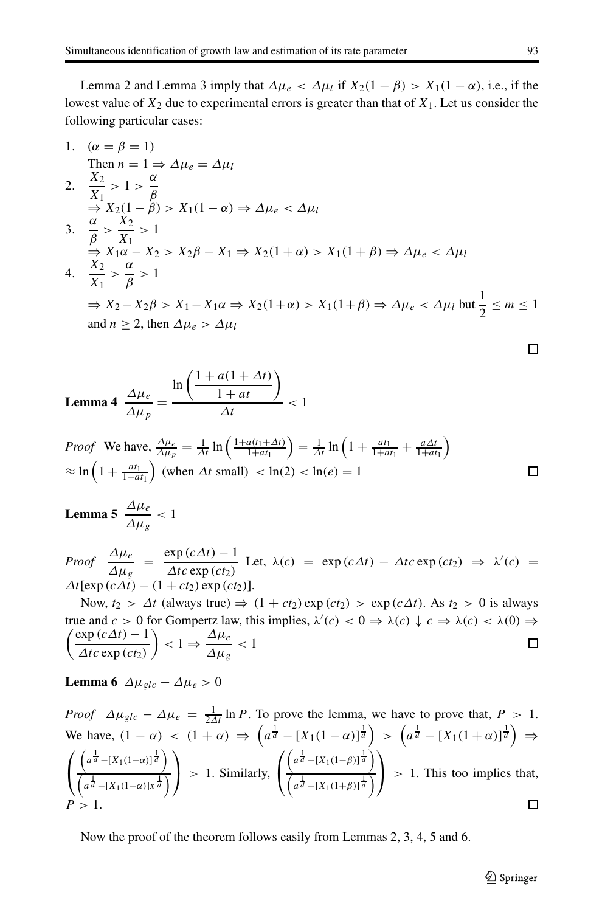Lemma 2 and Lemma 3 imply that $\Delta\mu_e < \Delta\mu_l$ if $X_2(1-\beta) > X_1(1-\alpha)$, i.e., if the lowest value of $X_2$ due to experimental errors is greater than that of $X_1$. Let us consider the following particular cases:

1. $(\alpha = \beta = 1)$
   Then $n = 1 \Rightarrow \Delta\mu_e = \Delta\mu_l$
2. $\dfrac{X_2}{X_1} > 1 > \dfrac{\alpha}{\beta}$
   $\Rightarrow X_2(1-\beta) > X_1(1-\alpha) \Rightarrow \Delta\mu_e < \Delta\mu_l$
3. $\dfrac{\alpha}{\beta} > \dfrac{X_2}{X_1} > 1$
   $\Rightarrow X_1\alpha - X_2 > X_2\beta - X_1 \Rightarrow X_2(1+\alpha) > X_1(1+\beta) \Rightarrow \Delta\mu_e < \Delta\mu_l$
4. $\dfrac{X_2}{X_1} > \dfrac{\alpha}{\beta} > 1$
   $\Rightarrow X_2 - X_2\beta > X_1 - X_1\alpha \Rightarrow X_2(1+\alpha) > X_1(1+\beta) \Rightarrow \Delta\mu_e < \Delta\mu_l$ but $\dfrac{1}{2} \leq m \leq 1$ and $n \geq 2$, then $\Delta\mu_e > \Delta\mu_l$

□

**Lemma 4** $\dfrac{\Delta\mu_e}{\Delta\mu_p} = \dfrac{\ln\left(\dfrac{1+a(1+\Delta t)}{1+at}\right)}{\Delta t} < 1$

*Proof* We have, $\frac{\Delta\mu_e}{\Delta\mu_p} = \frac{1}{\Delta t}\ln\left(\frac{1+a(t_1+\Delta t)}{1+at_1}\right) = \frac{1}{\Delta t}\ln\left(1 + \frac{at_1}{1+at_1} + \frac{a\Delta t}{1+at_1}\right)$
$\approx \ln\left(1+\frac{at_1}{1+at_1}\right)$ (when $\Delta t$ small) $< \ln(2) < \ln(e) = 1$ □

**Lemma 5** $\dfrac{\Delta\mu_e}{\Delta\mu_g} < 1$

*Proof* $\dfrac{\Delta\mu_e}{\Delta\mu_g} = \dfrac{\exp(c\Delta t) - 1}{\Delta tc\exp(ct_2)}$ Let, $\lambda(c) = \exp(c\Delta t) - \Delta tc\exp(ct_2) \Rightarrow \lambda'(c) = \Delta t[\exp(c\Delta t) - (1+ct_2)\exp(ct_2)]$.

Now, $t_2 > \Delta t$ (always true) $\Rightarrow (1+ct_2)\exp(ct_2) > \exp(c\Delta t)$. As $t_2 > 0$ is always true and $c > 0$ for Gompertz law, this implies, $\lambda'(c) < 0 \Rightarrow \lambda(c) \downarrow c \Rightarrow \lambda(c) < \lambda(0) \Rightarrow \left(\dfrac{\exp(c\Delta t) - 1}{\Delta tc\exp(ct_2)}\right) < 1 \Rightarrow \dfrac{\Delta\mu_e}{\Delta\mu_g} < 1$ □

**Lemma 6** $\Delta\mu_{glc} - \Delta\mu_e > 0$

*Proof* $\Delta\mu_{glc} - \Delta\mu_e = \frac{1}{2\Delta t}\ln P$. To prove the lemma, we have to prove that, $P > 1$. We have, $(1-\alpha) < (1+\alpha) \Rightarrow \left(a^{\frac{1}{d}} - [X_1(1-\alpha)]^{\frac{1}{d}}\right) > \left(a^{\frac{1}{d}} - [X_1(1+\alpha)]^{\frac{1}{d}}\right) \Rightarrow \left(\dfrac{\left(a^{\frac{1}{d}} - [X_1(1-\alpha)]^{\frac{1}{d}}\right)}{\left(a^{\frac{1}{d}} - [X_1(1-\alpha)]x^{\frac{1}{d}}\right)}\right) > 1$. Similarly, $\left(\dfrac{\left(a^{\frac{1}{d}} - [X_1(1-\beta)]^{\frac{1}{d}}\right)}{\left(a^{\frac{1}{d}} - [X_1(1+\beta)]^{\frac{1}{d}}\right)}\right) > 1$. This too implies that, $P > 1$. □

Now the proof of the theorem follows easily from Lemmas 2, 3, 4, 5 and 6.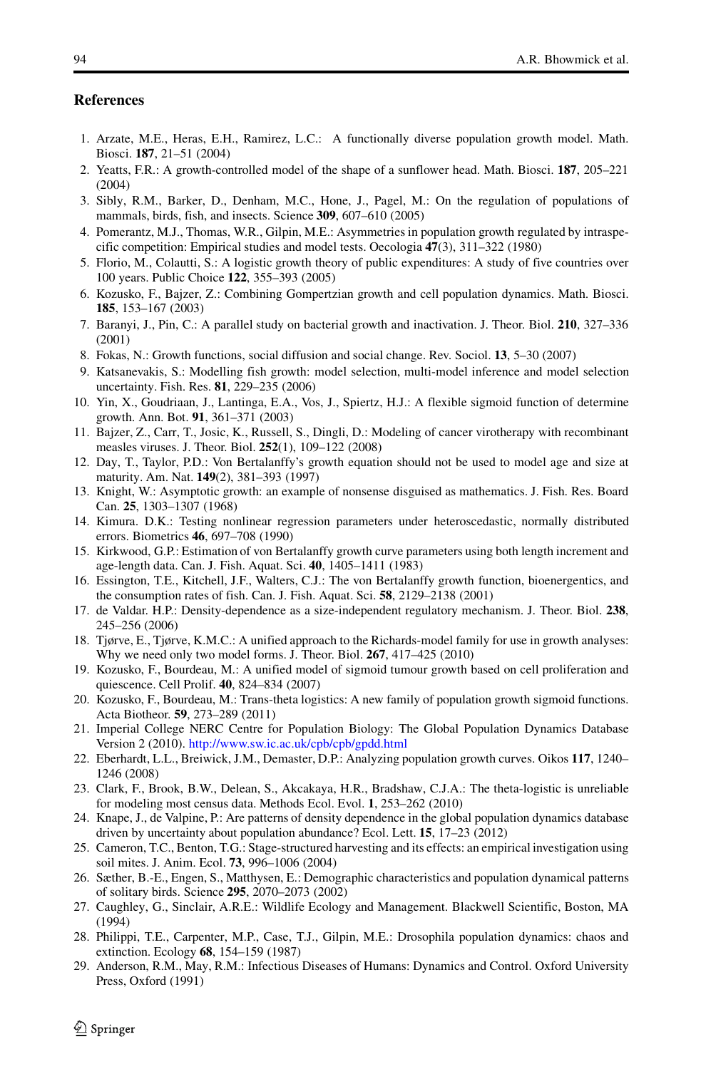## References

1. Arzate, M.E., Heras, E.H., Ramirez, L.C.: A functionally diverse population growth model. Math. Biosci. **187**, 21–51 (2004)
2. Yeatts, F.R.: A growth-controlled model of the shape of a sunflower head. Math. Biosci. **187**, 205–221 (2004)
3. Sibly, R.M., Barker, D., Denham, M.C., Hone, J., Pagel, M.: On the regulation of populations of mammals, birds, fish, and insects. Science **309**, 607–610 (2005)
4. Pomerantz, M.J., Thomas, W.R., Gilpin, M.E.: Asymmetries in population growth regulated by intraspecific competition: Empirical studies and model tests. Oecologia **47**(3), 311–322 (1980)
5. Florio, M., Colautti, S.: A logistic growth theory of public expenditures: A study of five countries over 100 years. Public Choice **122**, 355–393 (2005)
6. Kozusko, F., Bajzer, Z.: Combining Gompertzian growth and cell population dynamics. Math. Biosci. **185**, 153–167 (2003)
7. Baranyi, J., Pin, C.: A parallel study on bacterial growth and inactivation. J. Theor. Biol. **210**, 327–336 (2001)
8. Fokas, N.: Growth functions, social diffusion and social change. Rev. Sociol. **13**, 5–30 (2007)
9. Katsanevakis, S.: Modelling fish growth: model selection, multi-model inference and model selection uncertainty. Fish. Res. **81**, 229–235 (2006)
10. Yin, X., Goudriaan, J., Lantinga, E.A., Vos, J., Spiertz, H.J.: A flexible sigmoid function of determine growth. Ann. Bot. **91**, 361–371 (2003)
11. Bajzer, Z., Carr, T., Josic, K., Russell, S., Dingli, D.: Modeling of cancer virotherapy with recombinant measles viruses. J. Theor. Biol. **252**(1), 109–122 (2008)
12. Day, T., Taylor, P.D.: Von Bertalanffy's growth equation should not be used to model age and size at maturity. Am. Nat. **149**(2), 381–393 (1997)
13. Knight, W.: Asymptotic growth: an example of nonsense disguised as mathematics. J. Fish. Res. Board Can. **25**, 1303–1307 (1968)
14. Kimura. D.K.: Testing nonlinear regression parameters under heteroscedastic, normally distributed errors. Biometrics **46**, 697–708 (1990)
15. Kirkwood, G.P.: Estimation of von Bertalanffy growth curve parameters using both length increment and age-length data. Can. J. Fish. Aquat. Sci. **40**, 1405–1411 (1983)
16. Essington, T.E., Kitchell, J.F., Walters, C.J.: The von Bertalanffy growth function, bioenergetics, and the consumption rates of fish. Can. J. Fish. Aquat. Sci. **58**, 2129–2138 (2001)
17. de Valdar. H.P.: Density-dependence as a size-independent regulatory mechanism. J. Theor. Biol. **238**, 245–256 (2006)
18. Tjørve, E., Tjørve, K.M.C.: A unified approach to the Richards-model family for use in growth analyses: Why we need only two model forms. J. Theor. Biol. **267**, 417–425 (2010)
19. Kozusko, F., Bourdeau, M.: A unified model of sigmoid tumour growth based on cell proliferation and quiescence. Cell Prolif. **40**, 824–834 (2007)
20. Kozusko, F., Bourdeau, M.: Trans-theta logistics: A new family of population growth sigmoid functions. Acta Biotheor. **59**, 273–289 (2011)
21. Imperial College NERC Centre for Population Biology: The Global Population Dynamics Database Version 2 (2010). http://www.sw.ic.ac.uk/cpb/cpb/gpdd.html
22. Eberhardt, L.L., Breiwick, J.M., Demaster, D.P.: Analyzing population growth curves. Oikos **117**, 1240–1246 (2008)
23. Clark, F., Brook, B.W., Delean, S., Akcakaya, H.R., Bradshaw, C.J.A.: The theta-logistic is unreliable for modeling most census data. Methods Ecol. Evol. **1**, 253–262 (2010)
24. Knape, J., de Valpine, P.: Are patterns of density dependence in the global population dynamics database driven by uncertainty about population abundance? Ecol. Lett. **15**, 17–23 (2012)
25. Cameron, T.C., Benton, T.G.: Stage-structured harvesting and its effects: an empirical investigation using soil mites. J. Anim. Ecol. **73**, 996–1006 (2004)
26. Sæther, B.-E., Engen, S., Matthysen, E.: Demographic characteristics and population dynamical patterns of solitary birds. Science **295**, 2070–2073 (2002)
27. Caughley, G., Sinclair, A.R.E.: Wildlife Ecology and Management. Blackwell Scientific, Boston, MA (1994)
28. Philippi, T.E., Carpenter, M.P., Case, T.J., Gilpin, M.E.: Drosophila population dynamics: chaos and extinction. Ecology **68**, 154–159 (1987)
29. Anderson, R.M., May, R.M.: Infectious Diseases of Humans: Dynamics and Control. Oxford University Press, Oxford (1991)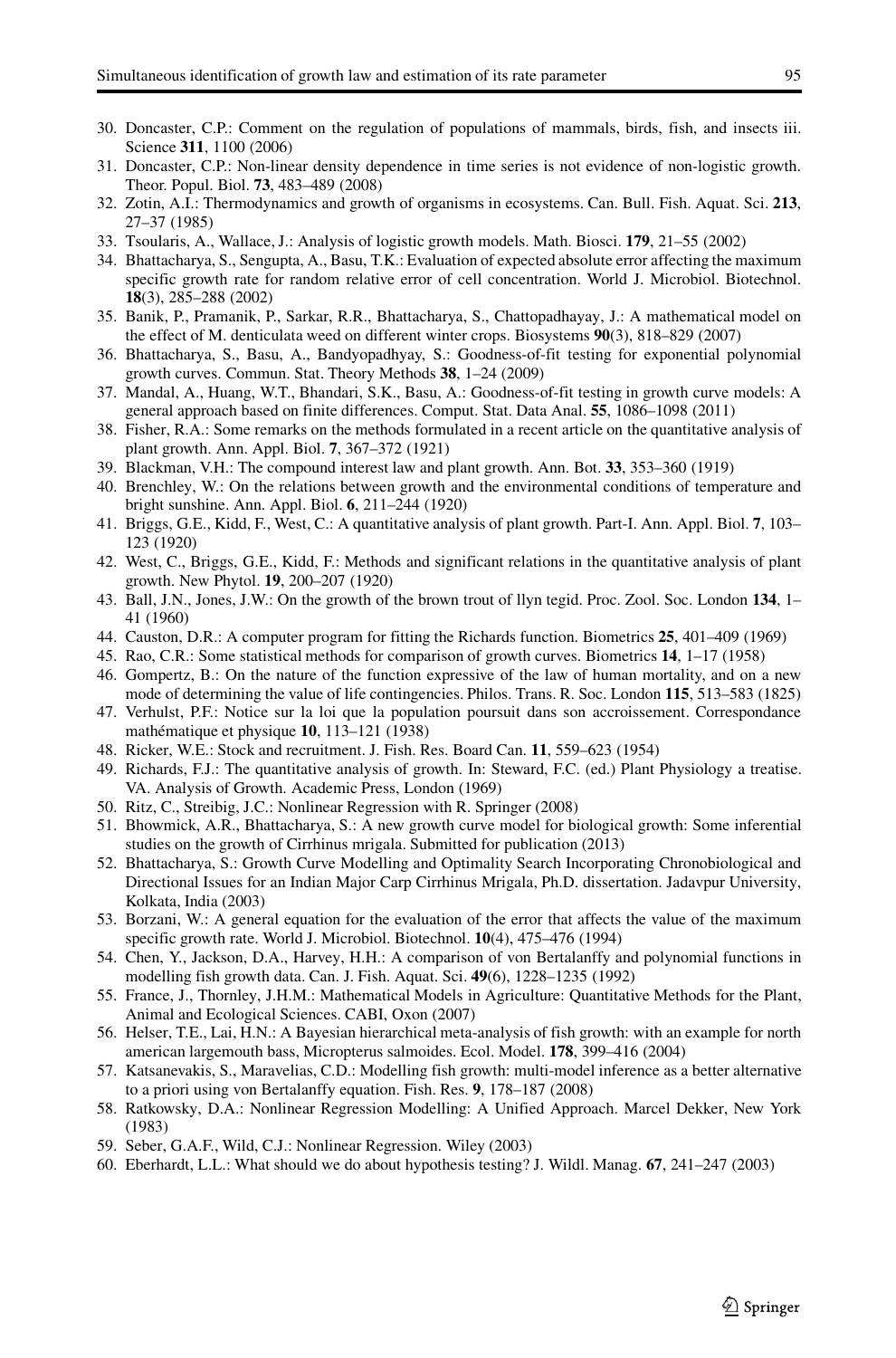30. Doncaster, C.P.: Comment on the regulation of populations of mammals, birds, fish, and insects iii. Science **311**, 1100 (2006)
31. Doncaster, C.P.: Non-linear density dependence in time series is not evidence of non-logistic growth. Theor. Popul. Biol. **73**, 483–489 (2008)
32. Zotin, A.I.: Thermodynamics and growth of organisms in ecosystems. Can. Bull. Fish. Aquat. Sci. **213**, 27–37 (1985)
33. Tsoularis, A., Wallace, J.: Analysis of logistic growth models. Math. Biosci. **179**, 21–55 (2002)
34. Bhattacharya, S., Sengupta, A., Basu, T.K.: Evaluation of expected absolute error affecting the maximum specific growth rate for random relative error of cell concentration. World J. Microbiol. Biotechnol. **18**(3), 285–288 (2002)
35. Banik, P., Pramanik, P., Sarkar, R.R., Bhattacharya, S., Chattopadhayay, J.: A mathematical model on the effect of M. denticulata weed on different winter crops. Biosystems **90**(3), 818–829 (2007)
36. Bhattacharya, S., Basu, A., Bandyopadhyay, S.: Goodness-of-fit testing for exponential polynomial growth curves. Commun. Stat. Theory Methods **38**, 1–24 (2009)
37. Mandal, A., Huang, W.T., Bhandari, S.K., Basu, A.: Goodness-of-fit testing in growth curve models: A general approach based on finite differences. Comput. Stat. Data Anal. **55**, 1086–1098 (2011)
38. Fisher, R.A.: Some remarks on the methods formulated in a recent article on the quantitative analysis of plant growth. Ann. Appl. Biol. **7**, 367–372 (1921)
39. Blackman, V.H.: The compound interest law and plant growth. Ann. Bot. **33**, 353–360 (1919)
40. Brenchley, W.: On the relations between growth and the environmental conditions of temperature and bright sunshine. Ann. Appl. Biol. **6**, 211–244 (1920)
41. Briggs, G.E., Kidd, F., West, C.: A quantitative analysis of plant growth. Part-I. Ann. Appl. Biol. **7**, 103–123 (1920)
42. West, C., Briggs, G.E., Kidd, F.: Methods and significant relations in the quantitative analysis of plant growth. New Phytol. **19**, 200–207 (1920)
43. Ball, J.N., Jones, J.W.: On the growth of the brown trout of llyn tegid. Proc. Zool. Soc. London **134**, 1–41 (1960)
44. Causton, D.R.: A computer program for fitting the Richards function. Biometrics **25**, 401–409 (1969)
45. Rao, C.R.: Some statistical methods for comparison of growth curves. Biometrics **14**, 1–17 (1958)
46. Gompertz, B.: On the nature of the function expressive of the law of human mortality, and on a new mode of determining the value of life contingencies. Philos. Trans. R. Soc. London **115**, 513–583 (1825)
47. Verhulst, P.F.: Notice sur la loi que la population poursuit dans son accroissement. Correspondance mathématique et physique **10**, 113–121 (1938)
48. Ricker, W.E.: Stock and recruitment. J. Fish. Res. Board Can. **11**, 559–623 (1954)
49. Richards, F.J.: The quantitative analysis of growth. In: Steward, F.C. (ed.) Plant Physiology a treatise. VA. Analysis of Growth. Academic Press, London (1969)
50. Ritz, C., Streibig, J.C.: Nonlinear Regression with R. Springer (2008)
51. Bhowmick, A.R., Bhattacharya, S.: A new growth curve model for biological growth: Some inferential studies on the growth of Cirrhinus mrigala. Submitted for publication (2013)
52. Bhattacharya, S.: Growth Curve Modelling and Optimality Search Incorporating Chronobiological and Directional Issues for an Indian Major Carp Cirrhinus Mrigala, Ph.D. dissertation. Jadavpur University, Kolkata, India (2003)
53. Borzani, W.: A general equation for the evaluation of the error that affects the value of the maximum specific growth rate. World J. Microbiol. Biotechnol. **10**(4), 475–476 (1994)
54. Chen, Y., Jackson, D.A., Harvey, H.H.: A comparison of von Bertalanffy and polynomial functions in modelling fish growth data. Can. J. Fish. Aquat. Sci. **49**(6), 1228–1235 (1992)
55. France, J., Thornley, J.H.M.: Mathematical Models in Agriculture: Quantitative Methods for the Plant, Animal and Ecological Sciences. CABI, Oxon (2007)
56. Helser, T.E., Lai, H.N.: A Bayesian hierarchical meta-analysis of fish growth: with an example for north american largemouth bass, Micropterus salmoides. Ecol. Model. **178**, 399–416 (2004)
57. Katsanevakis, S., Maravelias, C.D.: Modelling fish growth: multi-model inference as a better alternative to a priori using von Bertalanffy equation. Fish. Res. **9**, 178–187 (2008)
58. Ratkowsky, D.A.: Nonlinear Regression Modelling: A Unified Approach. Marcel Dekker, New York (1983)
59. Seber, G.A.F., Wild, C.J.: Nonlinear Regression. Wiley (2003)
60. Eberhardt, L.L.: What should we do about hypothesis testing? J. Wildl. Manag. **67**, 241–247 (2003)